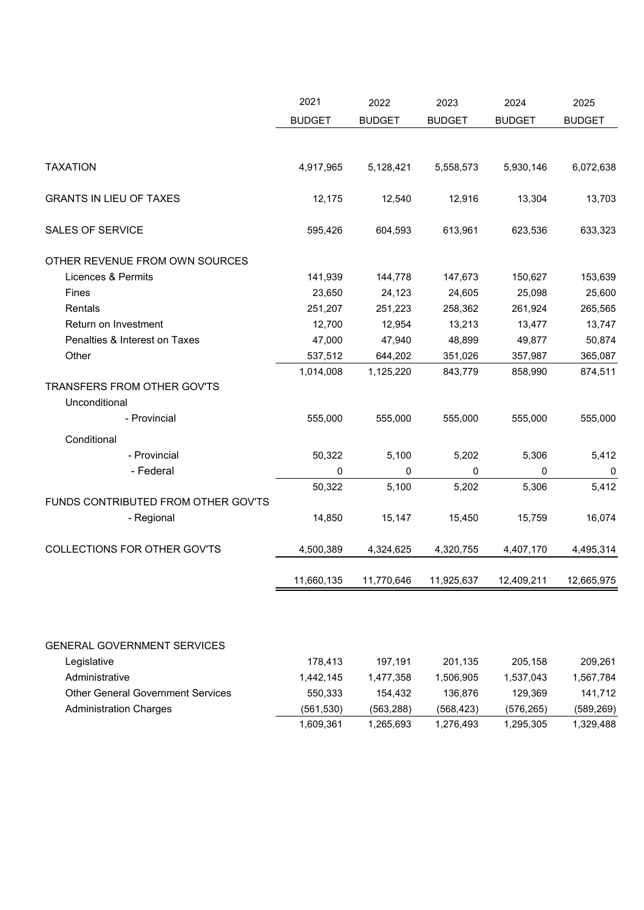| | 2021 BUDGET | 2022 BUDGET | 2023 BUDGET | 2024 BUDGET | 2025 BUDGET |
|---|---|---|---|---|---|
| TAXATION | 4,917,965 | 5,128,421 | 5,558,573 | 5,930,146 | 6,072,638 |
| GRANTS IN LIEU OF TAXES | 12,175 | 12,540 | 12,916 | 13,304 | 13,703 |
| SALES OF SERVICE | 595,426 | 604,593 | 613,961 | 623,536 | 633,323 |
| OTHER REVENUE FROM OWN SOURCES | | | | | |
| Licences & Permits | 141,939 | 144,778 | 147,673 | 150,627 | 153,639 |
| Fines | 23,650 | 24,123 | 24,605 | 25,098 | 25,600 |
| Rentals | 251,207 | 251,223 | 258,362 | 261,924 | 265,565 |
| Return on Investment | 12,700 | 12,954 | 13,213 | 13,477 | 13,747 |
| Penalties & Interest on Taxes | 47,000 | 47,940 | 48,899 | 49,877 | 50,874 |
| Other | 537,512 | 644,202 | 351,026 | 357,987 | 365,087 |
| | 1,014,008 | 1,125,220 | 843,779 | 858,990 | 874,511 |
| TRANSFERS FROM OTHER GOV'TS | | | | | |
| Unconditional | | | | | |
| - Provincial | 555,000 | 555,000 | 555,000 | 555,000 | 555,000 |
| Conditional | | | | | |
| - Provincial | 50,322 | 5,100 | 5,202 | 5,306 | 5,412 |
| - Federal | 0 | 0 | 0 | 0 | 0 |
| | 50,322 | 5,100 | 5,202 | 5,306 | 5,412 |
| FUNDS CONTRIBUTED FROM OTHER GOV'TS | | | | | |
| - Regional | 14,850 | 15,147 | 15,450 | 15,759 | 16,074 |
| COLLECTIONS FOR OTHER GOV'TS | 4,500,389 | 4,324,625 | 4,320,755 | 4,407,170 | 4,495,314 |
| | 11,660,135 | 11,770,646 | 11,925,637 | 12,409,211 | 12,665,975 |

| | 2021 BUDGET | 2022 BUDGET | 2023 BUDGET | 2024 BUDGET | 2025 BUDGET |
|---|---|---|---|---|---|
| GENERAL GOVERNMENT SERVICES | | | | | |
| Legislative | 178,413 | 197,191 | 201,135 | 205,158 | 209,261 |
| Administrative | 1,442,145 | 1,477,358 | 1,506,905 | 1,537,043 | 1,567,784 |
| Other General Government Services | 550,333 | 154,432 | 136,876 | 129,369 | 141,712 |
| Administration Charges | (561,530) | (563,288) | (568,423) | (576,265) | (589,269) |
| | 1,609,361 | 1,265,693 | 1,276,493 | 1,295,305 | 1,329,488 |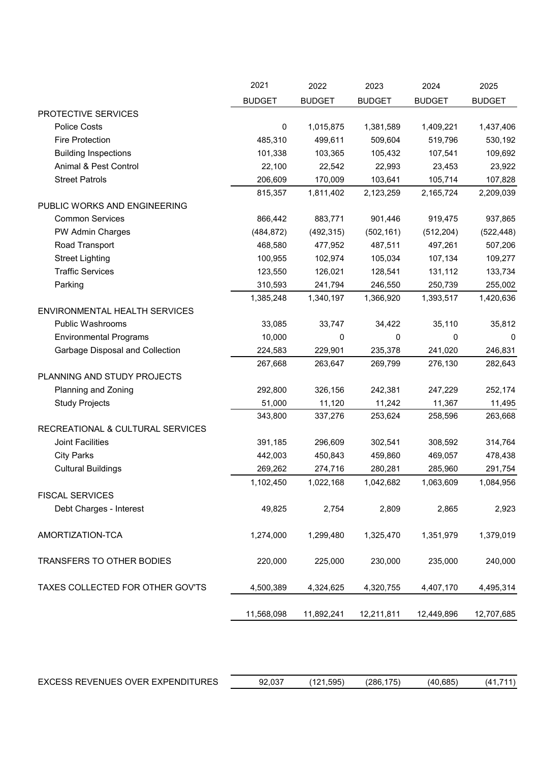| | 2021 BUDGET | 2022 BUDGET | 2023 BUDGET | 2024 BUDGET | 2025 BUDGET |
|---|---|---|---|---|---|
| PROTECTIVE SERVICES | | | | | |
| Police Costs | 0 | 1,015,875 | 1,381,589 | 1,409,221 | 1,437,406 |
| Fire Protection | 485,310 | 499,611 | 509,604 | 519,796 | 530,192 |
| Building Inspections | 101,338 | 103,365 | 105,432 | 107,541 | 109,692 |
| Animal & Pest Control | 22,100 | 22,542 | 22,993 | 23,453 | 23,922 |
| Street Patrols | 206,609 | 170,009 | 103,641 | 105,714 | 107,828 |
| | 815,357 | 1,811,402 | 2,123,259 | 2,165,724 | 2,209,039 |
| PUBLIC WORKS AND ENGINEERING | | | | | |
| Common Services | 866,442 | 883,771 | 901,446 | 919,475 | 937,865 |
| PW Admin Charges | (484,872) | (492,315) | (502,161) | (512,204) | (522,448) |
| Road Transport | 468,580 | 477,952 | 487,511 | 497,261 | 507,206 |
| Street Lighting | 100,955 | 102,974 | 105,034 | 107,134 | 109,277 |
| Traffic Services | 123,550 | 126,021 | 128,541 | 131,112 | 133,734 |
| Parking | 310,593 | 241,794 | 246,550 | 250,739 | 255,002 |
| | 1,385,248 | 1,340,197 | 1,366,920 | 1,393,517 | 1,420,636 |
| ENVIRONMENTAL HEALTH SERVICES | | | | | |
| Public Washrooms | 33,085 | 33,747 | 34,422 | 35,110 | 35,812 |
| Environmental Programs | 10,000 | 0 | 0 | 0 | 0 |
| Garbage Disposal and Collection | 224,583 | 229,901 | 235,378 | 241,020 | 246,831 |
| | 267,668 | 263,647 | 269,799 | 276,130 | 282,643 |
| PLANNING AND STUDY PROJECTS | | | | | |
| Planning and Zoning | 292,800 | 326,156 | 242,381 | 247,229 | 252,174 |
| Study Projects | 51,000 | 11,120 | 11,242 | 11,367 | 11,495 |
| | 343,800 | 337,276 | 253,624 | 258,596 | 263,668 |
| RECREATIONAL & CULTURAL SERVICES | | | | | |
| Joint Facilities | 391,185 | 296,609 | 302,541 | 308,592 | 314,764 |
| City Parks | 442,003 | 450,843 | 459,860 | 469,057 | 478,438 |
| Cultural Buildings | 269,262 | 274,716 | 280,281 | 285,960 | 291,754 |
| | 1,102,450 | 1,022,168 | 1,042,682 | 1,063,609 | 1,084,956 |
| FISCAL SERVICES | | | | | |
| Debt Charges - Interest | 49,825 | 2,754 | 2,809 | 2,865 | 2,923 |
| AMORTIZATION-TCA | 1,274,000 | 1,299,480 | 1,325,470 | 1,351,979 | 1,379,019 |
| TRANSFERS TO OTHER BODIES | 220,000 | 225,000 | 230,000 | 235,000 | 240,000 |
| TAXES COLLECTED FOR OTHER GOV'TS | 4,500,389 | 4,324,625 | 4,320,755 | 4,407,170 | 4,495,314 |
| | 11,568,098 | 11,892,241 | 12,211,811 | 12,449,896 | 12,707,685 |

| | 2021 | 2022 | 2023 | 2024 | 2025 |
|---|---|---|---|---|---|
| EXCESS REVENUES OVER EXPENDITURES | 92,037 | (121,595) | (286,175) | (40,685) | (41,711) |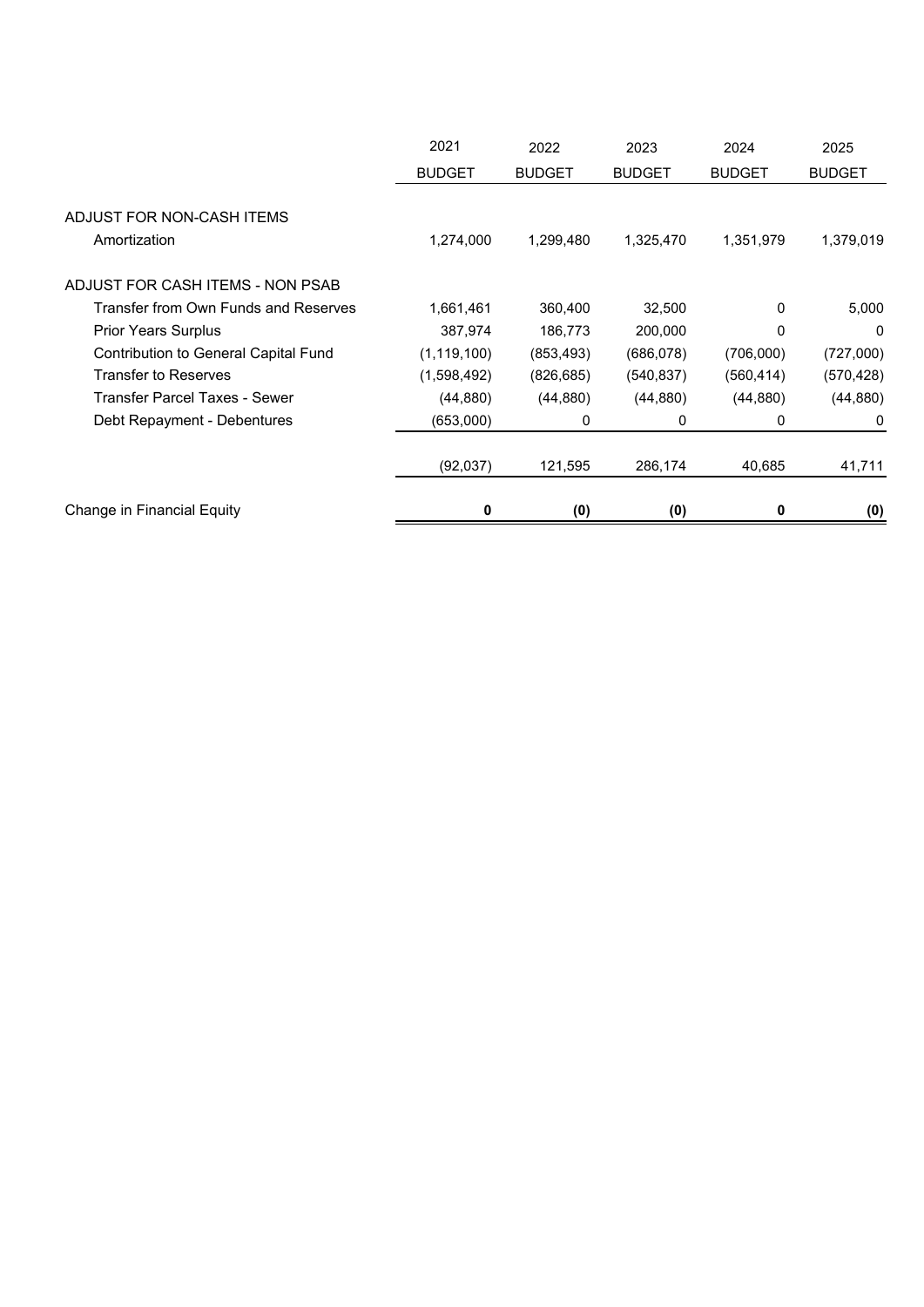| | 2021 BUDGET | 2022 BUDGET | 2023 BUDGET | 2024 BUDGET | 2025 BUDGET |
|---|---|---|---|---|---|
| ADJUST FOR NON-CASH ITEMS | | | | | |
| Amortization | 1,274,000 | 1,299,480 | 1,325,470 | 1,351,979 | 1,379,019 |
| ADJUST FOR CASH ITEMS - NON PSAB | | | | | |
| Transfer from Own Funds and Reserves | 1,661,461 | 360,400 | 32,500 | 0 | 5,000 |
| Prior Years Surplus | 387,974 | 186,773 | 200,000 | 0 | 0 |
| Contribution to General Capital Fund | (1,119,100) | (853,493) | (686,078) | (706,000) | (727,000) |
| Transfer to Reserves | (1,598,492) | (826,685) | (540,837) | (560,414) | (570,428) |
| Transfer Parcel Taxes - Sewer | (44,880) | (44,880) | (44,880) | (44,880) | (44,880) |
| Debt Repayment - Debentures | (653,000) | 0 | 0 | 0 | 0 |
| | (92,037) | 121,595 | 286,174 | 40,685 | 41,711 |
| Change in Financial Equity | **0** | **(0)** | **(0)** | **0** | **(0)** |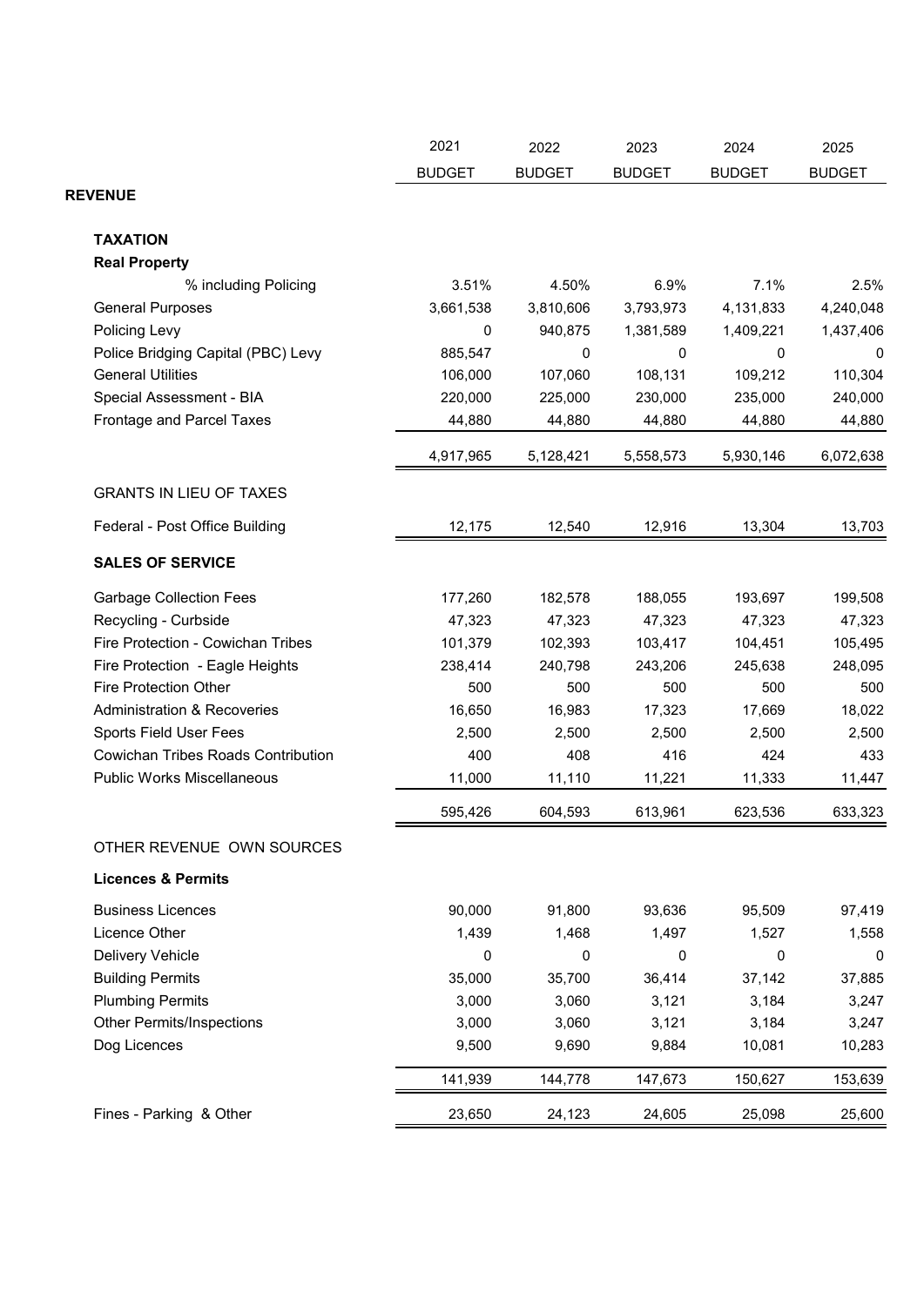| | 2021 BUDGET | 2022 BUDGET | 2023 BUDGET | 2024 BUDGET | 2025 BUDGET |
|---|---|---|---|---|---|
| **REVENUE** | | | | | |
| **TAXATION** | | | | | |
| **Real Property** | | | | | |
| % including Policing | 3.51% | 4.50% | 6.9% | 7.1% | 2.5% |
| General Purposes | 3,661,538 | 3,810,606 | 3,793,973 | 4,131,833 | 4,240,048 |
| Policing Levy | 0 | 940,875 | 1,381,589 | 1,409,221 | 1,437,406 |
| Police Bridging Capital (PBC) Levy | 885,547 | 0 | 0 | 0 | 0 |
| General Utilities | 106,000 | 107,060 | 108,131 | 109,212 | 110,304 |
| Special Assessment - BIA | 220,000 | 225,000 | 230,000 | 235,000 | 240,000 |
| Frontage and Parcel Taxes | 44,880 | 44,880 | 44,880 | 44,880 | 44,880 |
| | 4,917,965 | 5,128,421 | 5,558,573 | 5,930,146 | 6,072,638 |
| GRANTS IN LIEU OF TAXES | | | | | |
| Federal - Post Office Building | 12,175 | 12,540 | 12,916 | 13,304 | 13,703 |
| **SALES OF SERVICE** | | | | | |
| Garbage Collection Fees | 177,260 | 182,578 | 188,055 | 193,697 | 199,508 |
| Recycling - Curbside | 47,323 | 47,323 | 47,323 | 47,323 | 47,323 |
| Fire Protection - Cowichan Tribes | 101,379 | 102,393 | 103,417 | 104,451 | 105,495 |
| Fire Protection - Eagle Heights | 238,414 | 240,798 | 243,206 | 245,638 | 248,095 |
| Fire Protection Other | 500 | 500 | 500 | 500 | 500 |
| Administration & Recoveries | 16,650 | 16,983 | 17,323 | 17,669 | 18,022 |
| Sports Field User Fees | 2,500 | 2,500 | 2,500 | 2,500 | 2,500 |
| Cowichan Tribes Roads Contribution | 400 | 408 | 416 | 424 | 433 |
| Public Works Miscellaneous | 11,000 | 11,110 | 11,221 | 11,333 | 11,447 |
| | 595,426 | 604,593 | 613,961 | 623,536 | 633,323 |
| OTHER REVENUE OWN SOURCES | | | | | |
| **Licences & Permits** | | | | | |
| Business Licences | 90,000 | 91,800 | 93,636 | 95,509 | 97,419 |
| Licence Other | 1,439 | 1,468 | 1,497 | 1,527 | 1,558 |
| Delivery Vehicle | 0 | 0 | 0 | 0 | 0 |
| Building Permits | 35,000 | 35,700 | 36,414 | 37,142 | 37,885 |
| Plumbing Permits | 3,000 | 3,060 | 3,121 | 3,184 | 3,247 |
| Other Permits/Inspections | 3,000 | 3,060 | 3,121 | 3,184 | 3,247 |
| Dog Licences | 9,500 | 9,690 | 9,884 | 10,081 | 10,283 |
| | 141,939 | 144,778 | 147,673 | 150,627 | 153,639 |
| Fines - Parking & Other | 23,650 | 24,123 | 24,605 | 25,098 | 25,600 |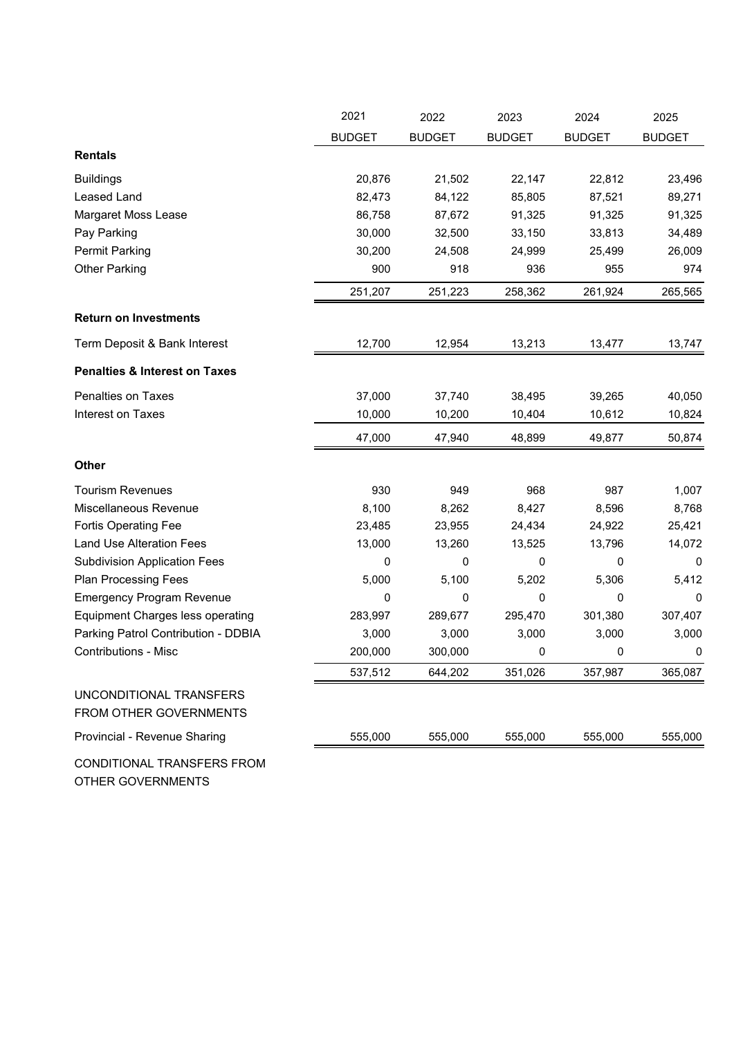| | 2021 BUDGET | 2022 BUDGET | 2023 BUDGET | 2024 BUDGET | 2025 BUDGET |
|---|---|---|---|---|---|
| **Rentals** | | | | | |
| Buildings | 20,876 | 21,502 | 22,147 | 22,812 | 23,496 |
| Leased Land | 82,473 | 84,122 | 85,805 | 87,521 | 89,271 |
| Margaret Moss Lease | 86,758 | 87,672 | 91,325 | 91,325 | 91,325 |
| Pay Parking | 30,000 | 32,500 | 33,150 | 33,813 | 34,489 |
| Permit Parking | 30,200 | 24,508 | 24,999 | 25,499 | 26,009 |
| Other Parking | 900 | 918 | 936 | 955 | 974 |
| | 251,207 | 251,223 | 258,362 | 261,924 | 265,565 |
| **Return on Investments** | | | | | |
| Term Deposit & Bank Interest | 12,700 | 12,954 | 13,213 | 13,477 | 13,747 |
| **Penalties & Interest on Taxes** | | | | | |
| Penalties on Taxes | 37,000 | 37,740 | 38,495 | 39,265 | 40,050 |
| Interest on Taxes | 10,000 | 10,200 | 10,404 | 10,612 | 10,824 |
| | 47,000 | 47,940 | 48,899 | 49,877 | 50,874 |
| **Other** | | | | | |
| Tourism Revenues | 930 | 949 | 968 | 987 | 1,007 |
| Miscellaneous Revenue | 8,100 | 8,262 | 8,427 | 8,596 | 8,768 |
| Fortis Operating Fee | 23,485 | 23,955 | 24,434 | 24,922 | 25,421 |
| Land Use Alteration Fees | 13,000 | 13,260 | 13,525 | 13,796 | 14,072 |
| Subdivision Application Fees | 0 | 0 | 0 | 0 | 0 |
| Plan Processing Fees | 5,000 | 5,100 | 5,202 | 5,306 | 5,412 |
| Emergency Program Revenue | 0 | 0 | 0 | 0 | 0 |
| Equipment Charges less operating | 283,997 | 289,677 | 295,470 | 301,380 | 307,407 |
| Parking Patrol Contribution - DDBIA | 3,000 | 3,000 | 3,000 | 3,000 | 3,000 |
| Contributions - Misc | 200,000 | 300,000 | 0 | 0 | 0 |
| | 537,512 | 644,202 | 351,026 | 357,987 | 365,087 |
| UNCONDITIONAL TRANSFERS FROM OTHER GOVERNMENTS | | | | | |
| Provincial - Revenue Sharing | 555,000 | 555,000 | 555,000 | 555,000 | 555,000 |
| CONDITIONAL TRANSFERS FROM OTHER GOVERNMENTS | | | | | |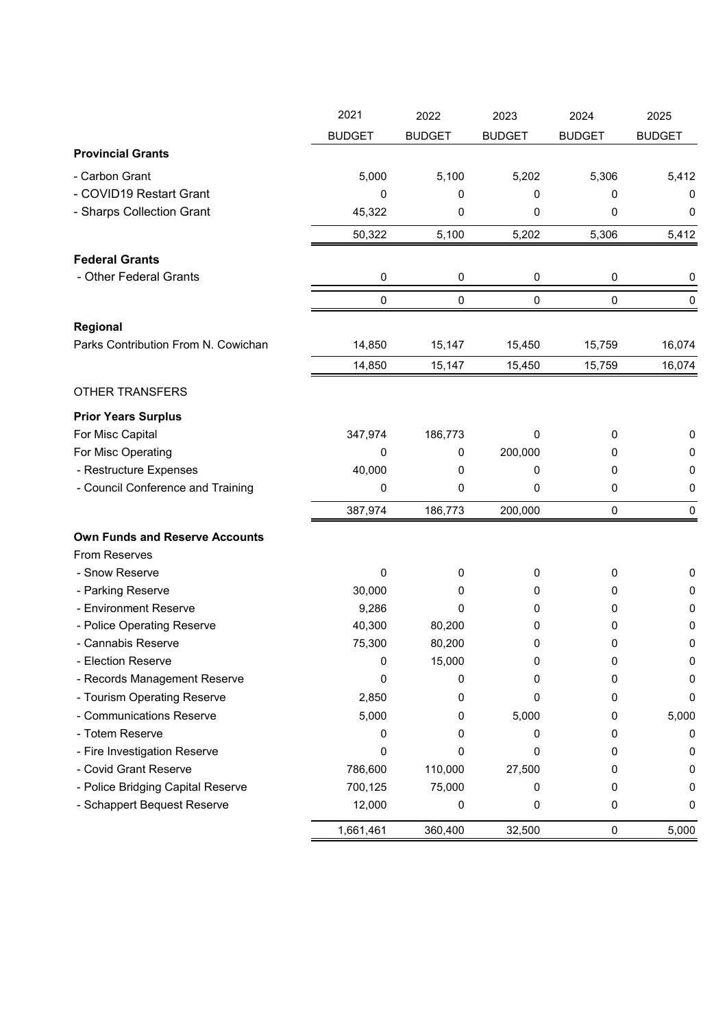| | 2021 BUDGET | 2022 BUDGET | 2023 BUDGET | 2024 BUDGET | 2025 BUDGET |
|---|---|---|---|---|---|
| **Provincial Grants** | | | | | |
| - Carbon Grant | 5,000 | 5,100 | 5,202 | 5,306 | 5,412 |
| - COVID19 Restart Grant | 0 | 0 | 0 | 0 | 0 |
| - Sharps Collection Grant | 45,322 | 0 | 0 | 0 | 0 |
| | 50,322 | 5,100 | 5,202 | 5,306 | 5,412 |
| **Federal Grants** | | | | | |
| - Other Federal Grants | 0 | 0 | 0 | 0 | 0 |
| | 0 | 0 | 0 | 0 | 0 |
| **Regional** | | | | | |
| Parks Contribution From N. Cowichan | 14,850 | 15,147 | 15,450 | 15,759 | 16,074 |
| | 14,850 | 15,147 | 15,450 | 15,759 | 16,074 |
| OTHER TRANSFERS | | | | | |
| **Prior Years Surplus** | | | | | |
| For Misc Capital | 347,974 | 186,773 | 0 | 0 | 0 |
| For Misc Operating | 0 | 0 | 200,000 | 0 | 0 |
| - Restructure Expenses | 40,000 | 0 | 0 | 0 | 0 |
| - Council Conference and Training | 0 | 0 | 0 | 0 | 0 |
| | 387,974 | 186,773 | 200,000 | 0 | 0 |
| **Own Funds and Reserve Accounts** | | | | | |
| From Reserves | | | | | |
| - Snow Reserve | 0 | 0 | 0 | 0 | 0 |
| - Parking Reserve | 30,000 | 0 | 0 | 0 | 0 |
| - Environment Reserve | 9,286 | 0 | 0 | 0 | 0 |
| - Police Operating Reserve | 40,300 | 80,200 | 0 | 0 | 0 |
| - Cannabis Reserve | 75,300 | 80,200 | 0 | 0 | 0 |
| - Election Reserve | 0 | 15,000 | 0 | 0 | 0 |
| - Records Management Reserve | 0 | 0 | 0 | 0 | 0 |
| - Tourism Operating Reserve | 2,850 | 0 | 0 | 0 | 0 |
| - Communications Reserve | 5,000 | 0 | 5,000 | 0 | 5,000 |
| - Totem Reserve | 0 | 0 | 0 | 0 | 0 |
| - Fire Investigation Reserve | 0 | 0 | 0 | 0 | 0 |
| - Covid Grant Reserve | 786,600 | 110,000 | 27,500 | 0 | 0 |
| - Police Bridging Capital Reserve | 700,125 | 75,000 | 0 | 0 | 0 |
| - Schappert Bequest Reserve | 12,000 | 0 | 0 | 0 | 0 |
| | 1,661,461 | 360,400 | 32,500 | 0 | 5,000 |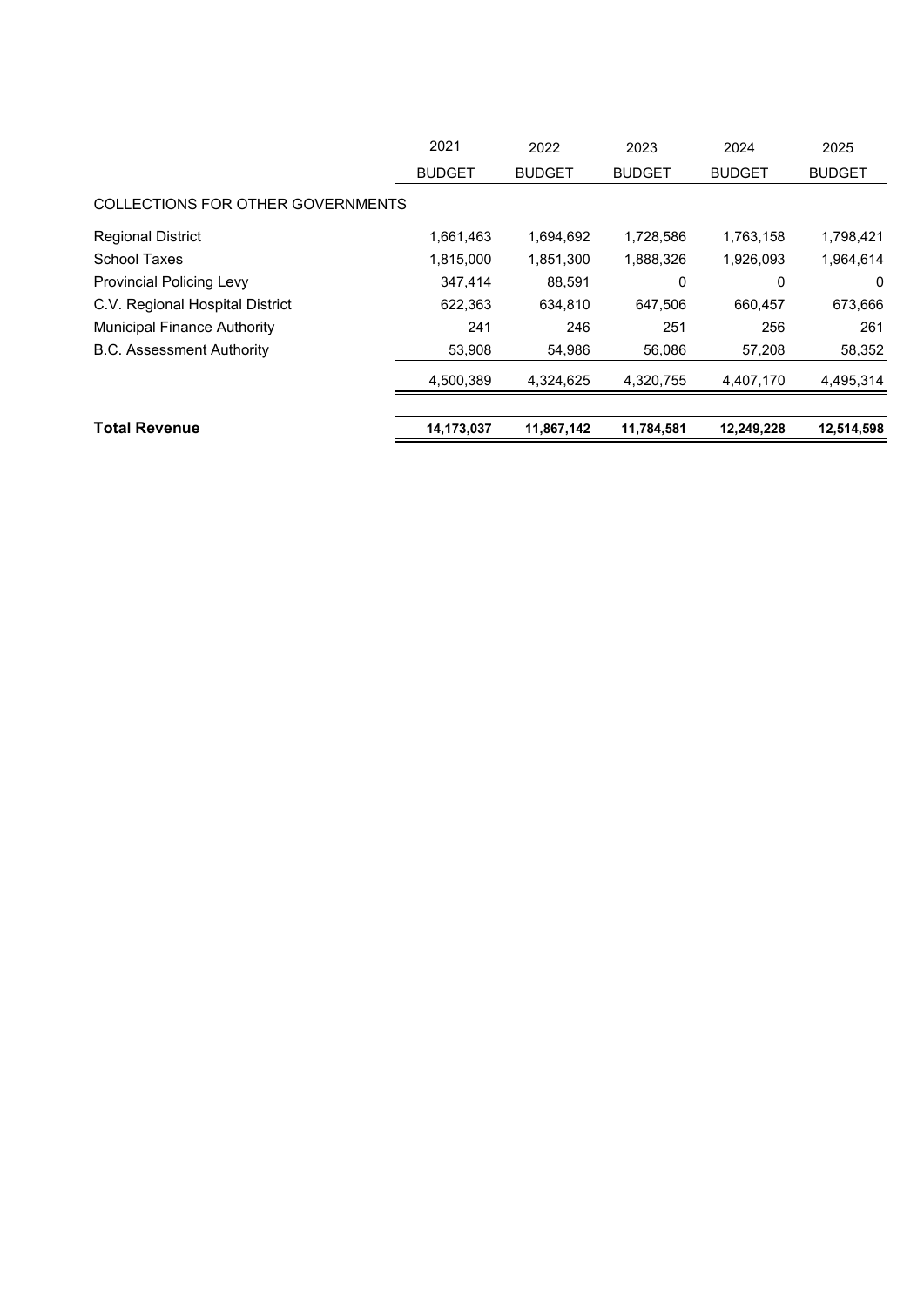| | 2021 BUDGET | 2022 BUDGET | 2023 BUDGET | 2024 BUDGET | 2025 BUDGET |
|---|---|---|---|---|---|
| COLLECTIONS FOR OTHER GOVERNMENTS | | | | | |
| Regional District | 1,661,463 | 1,694,692 | 1,728,586 | 1,763,158 | 1,798,421 |
| School Taxes | 1,815,000 | 1,851,300 | 1,888,326 | 1,926,093 | 1,964,614 |
| Provincial Policing Levy | 347,414 | 88,591 | 0 | 0 | 0 |
| C.V. Regional Hospital District | 622,363 | 634,810 | 647,506 | 660,457 | 673,666 |
| Municipal Finance Authority | 241 | 246 | 251 | 256 | 261 |
| B.C. Assessment Authority | 53,908 | 54,986 | 56,086 | 57,208 | 58,352 |
| | 4,500,389 | 4,324,625 | 4,320,755 | 4,407,170 | 4,495,314 |
| **Total Revenue** | **14,173,037** | **11,867,142** | **11,784,581** | **12,249,228** | **12,514,598** |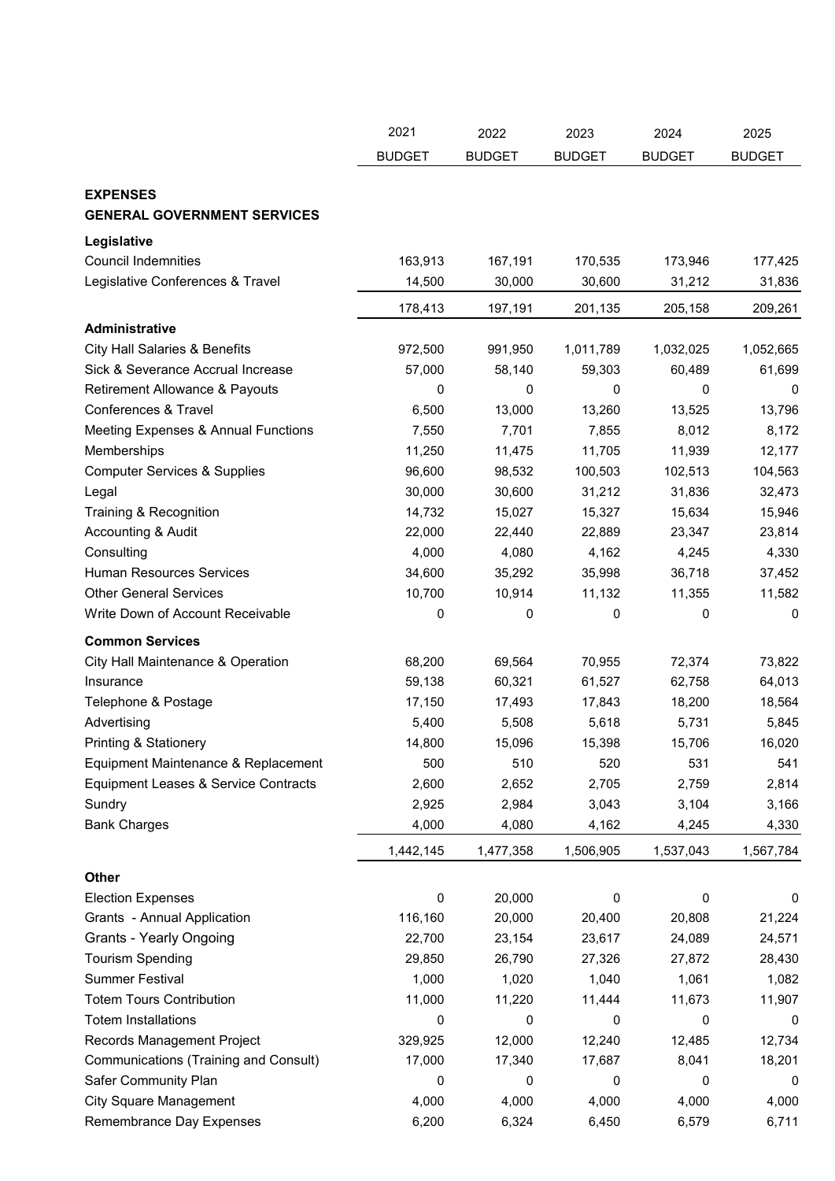| | 2021 BUDGET | 2022 BUDGET | 2023 BUDGET | 2024 BUDGET | 2025 BUDGET |
|---|---|---|---|---|---|
| **EXPENSES** | | | | | |
| **GENERAL GOVERNMENT SERVICES** | | | | | |
| **Legislative** | | | | | |
| Council Indemnities | 163,913 | 167,191 | 170,535 | 173,946 | 177,425 |
| Legislative Conferences & Travel | 14,500 | 30,000 | 30,600 | 31,212 | 31,836 |
| | 178,413 | 197,191 | 201,135 | 205,158 | 209,261 |
| **Administrative** | | | | | |
| City Hall Salaries & Benefits | 972,500 | 991,950 | 1,011,789 | 1,032,025 | 1,052,665 |
| Sick & Severance Accrual Increase | 57,000 | 58,140 | 59,303 | 60,489 | 61,699 |
| Retirement Allowance & Payouts | 0 | 0 | 0 | 0 | 0 |
| Conferences & Travel | 6,500 | 13,000 | 13,260 | 13,525 | 13,796 |
| Meeting Expenses & Annual Functions | 7,550 | 7,701 | 7,855 | 8,012 | 8,172 |
| Memberships | 11,250 | 11,475 | 11,705 | 11,939 | 12,177 |
| Computer Services & Supplies | 96,600 | 98,532 | 100,503 | 102,513 | 104,563 |
| Legal | 30,000 | 30,600 | 31,212 | 31,836 | 32,473 |
| Training & Recognition | 14,732 | 15,027 | 15,327 | 15,634 | 15,946 |
| Accounting & Audit | 22,000 | 22,440 | 22,889 | 23,347 | 23,814 |
| Consulting | 4,000 | 4,080 | 4,162 | 4,245 | 4,330 |
| Human Resources Services | 34,600 | 35,292 | 35,998 | 36,718 | 37,452 |
| Other General Services | 10,700 | 10,914 | 11,132 | 11,355 | 11,582 |
| Write Down of Account Receivable | 0 | 0 | 0 | 0 | 0 |
| **Common Services** | | | | | |
| City Hall Maintenance & Operation | 68,200 | 69,564 | 70,955 | 72,374 | 73,822 |
| Insurance | 59,138 | 60,321 | 61,527 | 62,758 | 64,013 |
| Telephone & Postage | 17,150 | 17,493 | 17,843 | 18,200 | 18,564 |
| Advertising | 5,400 | 5,508 | 5,618 | 5,731 | 5,845 |
| Printing & Stationery | 14,800 | 15,096 | 15,398 | 15,706 | 16,020 |
| Equipment Maintenance & Replacement | 500 | 510 | 520 | 531 | 541 |
| Equipment Leases & Service Contracts | 2,600 | 2,652 | 2,705 | 2,759 | 2,814 |
| Sundry | 2,925 | 2,984 | 3,043 | 3,104 | 3,166 |
| Bank Charges | 4,000 | 4,080 | 4,162 | 4,245 | 4,330 |
| | 1,442,145 | 1,477,358 | 1,506,905 | 1,537,043 | 1,567,784 |
| **Other** | | | | | |
| Election Expenses | 0 | 20,000 | 0 | 0 | 0 |
| Grants - Annual Application | 116,160 | 20,000 | 20,400 | 20,808 | 21,224 |
| Grants - Yearly Ongoing | 22,700 | 23,154 | 23,617 | 24,089 | 24,571 |
| Tourism Spending | 29,850 | 26,790 | 27,326 | 27,872 | 28,430 |
| Summer Festival | 1,000 | 1,020 | 1,040 | 1,061 | 1,082 |
| Totem Tours Contribution | 11,000 | 11,220 | 11,444 | 11,673 | 11,907 |
| Totem Installations | 0 | 0 | 0 | 0 | 0 |
| Records Management Project | 329,925 | 12,000 | 12,240 | 12,485 | 12,734 |
| Communications (Training and Consult) | 17,000 | 17,340 | 17,687 | 8,041 | 18,201 |
| Safer Community Plan | 0 | 0 | 0 | 0 | 0 |
| City Square Management | 4,000 | 4,000 | 4,000 | 4,000 | 4,000 |
| Remembrance Day Expenses | 6,200 | 6,324 | 6,450 | 6,579 | 6,711 |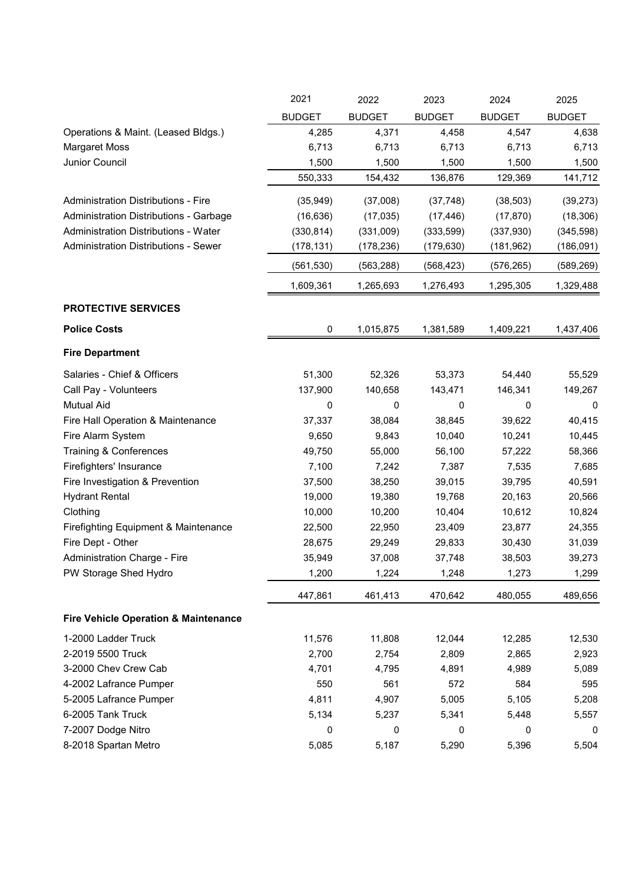| | 2021 BUDGET | 2022 BUDGET | 2023 BUDGET | 2024 BUDGET | 2025 BUDGET |
|---|---|---|---|---|---|
| Operations & Maint. (Leased Bldgs.) | 4,285 | 4,371 | 4,458 | 4,547 | 4,638 |
| Margaret Moss | 6,713 | 6,713 | 6,713 | 6,713 | 6,713 |
| Junior Council | 1,500 | 1,500 | 1,500 | 1,500 | 1,500 |
| | 550,333 | 154,432 | 136,876 | 129,369 | 141,712 |
| Administration Distributions - Fire | (35,949) | (37,008) | (37,748) | (38,503) | (39,273) |
| Administration Distributions - Garbage | (16,636) | (17,035) | (17,446) | (17,870) | (18,306) |
| Administration Distributions - Water | (330,814) | (331,009) | (333,599) | (337,930) | (345,598) |
| Administration Distributions - Sewer | (178,131) | (178,236) | (179,630) | (181,962) | (186,091) |
| | (561,530) | (563,288) | (568,423) | (576,265) | (589,269) |
| | 1,609,361 | 1,265,693 | 1,276,493 | 1,295,305 | 1,329,488 |
| **PROTECTIVE SERVICES** | | | | | |
| **Police Costs** | 0 | 1,015,875 | 1,381,589 | 1,409,221 | 1,437,406 |
| **Fire Department** | | | | | |
| Salaries - Chief & Officers | 51,300 | 52,326 | 53,373 | 54,440 | 55,529 |
| Call Pay - Volunteers | 137,900 | 140,658 | 143,471 | 146,341 | 149,267 |
| Mutual Aid | 0 | 0 | 0 | 0 | 0 |
| Fire Hall Operation & Maintenance | 37,337 | 38,084 | 38,845 | 39,622 | 40,415 |
| Fire Alarm System | 9,650 | 9,843 | 10,040 | 10,241 | 10,445 |
| Training & Conferences | 49,750 | 55,000 | 56,100 | 57,222 | 58,366 |
| Firefighters' Insurance | 7,100 | 7,242 | 7,387 | 7,535 | 7,685 |
| Fire Investigation & Prevention | 37,500 | 38,250 | 39,015 | 39,795 | 40,591 |
| Hydrant Rental | 19,000 | 19,380 | 19,768 | 20,163 | 20,566 |
| Clothing | 10,000 | 10,200 | 10,404 | 10,612 | 10,824 |
| Firefighting Equipment & Maintenance | 22,500 | 22,950 | 23,409 | 23,877 | 24,355 |
| Fire Dept - Other | 28,675 | 29,249 | 29,833 | 30,430 | 31,039 |
| Administration Charge - Fire | 35,949 | 37,008 | 37,748 | 38,503 | 39,273 |
| PW Storage Shed Hydro | 1,200 | 1,224 | 1,248 | 1,273 | 1,299 |
| | 447,861 | 461,413 | 470,642 | 480,055 | 489,656 |
| **Fire Vehicle Operation & Maintenance** | | | | | |
| 1-2000 Ladder Truck | 11,576 | 11,808 | 12,044 | 12,285 | 12,530 |
| 2-2019 5500 Truck | 2,700 | 2,754 | 2,809 | 2,865 | 2,923 |
| 3-2000 Chev Crew Cab | 4,701 | 4,795 | 4,891 | 4,989 | 5,089 |
| 4-2002 Lafrance Pumper | 550 | 561 | 572 | 584 | 595 |
| 5-2005 Lafrance Pumper | 4,811 | 4,907 | 5,005 | 5,105 | 5,208 |
| 6-2005 Tank Truck | 5,134 | 5,237 | 5,341 | 5,448 | 5,557 |
| 7-2007 Dodge Nitro | 0 | 0 | 0 | 0 | 0 |
| 8-2018 Spartan Metro | 5,085 | 5,187 | 5,290 | 5,396 | 5,504 |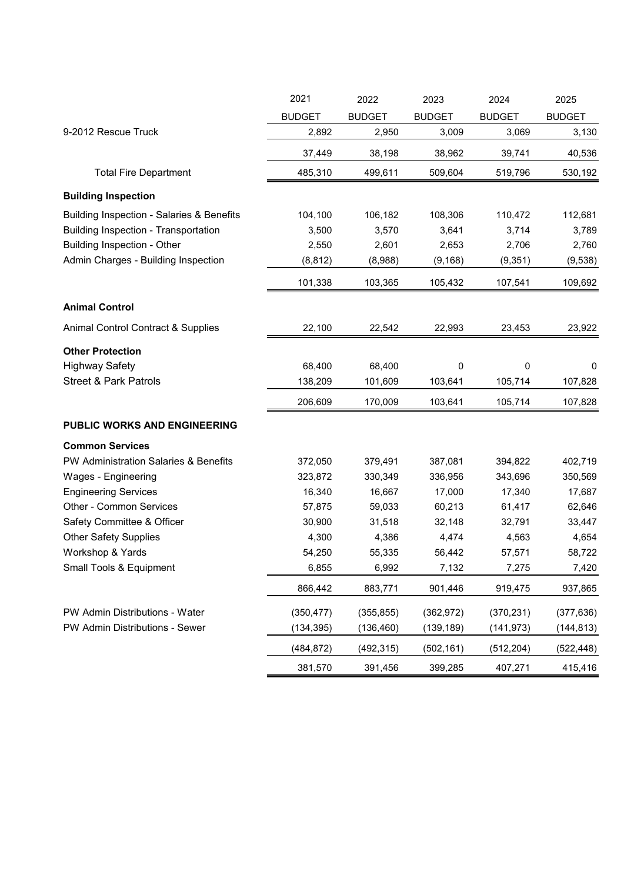| | 2021 BUDGET | 2022 BUDGET | 2023 BUDGET | 2024 BUDGET | 2025 BUDGET |
|---|---|---|---|---|---|
| 9-2012 Rescue Truck | 2,892 | 2,950 | 3,009 | 3,069 | 3,130 |
| | 37,449 | 38,198 | 38,962 | 39,741 | 40,536 |
| Total Fire Department | 485,310 | 499,611 | 509,604 | 519,796 | 530,192 |
| **Building Inspection** | | | | | |
| Building Inspection - Salaries & Benefits | 104,100 | 106,182 | 108,306 | 110,472 | 112,681 |
| Building Inspection - Transportation | 3,500 | 3,570 | 3,641 | 3,714 | 3,789 |
| Building Inspection - Other | 2,550 | 2,601 | 2,653 | 2,706 | 2,760 |
| Admin Charges - Building Inspection | (8,812) | (8,988) | (9,168) | (9,351) | (9,538) |
| | 101,338 | 103,365 | 105,432 | 107,541 | 109,692 |
| **Animal Control** | | | | | |
| Animal Control Contract & Supplies | 22,100 | 22,542 | 22,993 | 23,453 | 23,922 |
| **Other Protection** | | | | | |
| Highway Safety | 68,400 | 68,400 | 0 | 0 | 0 |
| Street & Park Patrols | 138,209 | 101,609 | 103,641 | 105,714 | 107,828 |
| | 206,609 | 170,009 | 103,641 | 105,714 | 107,828 |
| **PUBLIC WORKS AND ENGINEERING** | | | | | |
| **Common Services** | | | | | |
| PW Administration Salaries & Benefits | 372,050 | 379,491 | 387,081 | 394,822 | 402,719 |
| Wages - Engineering | 323,872 | 330,349 | 336,956 | 343,696 | 350,569 |
| Engineering Services | 16,340 | 16,667 | 17,000 | 17,340 | 17,687 |
| Other - Common Services | 57,875 | 59,033 | 60,213 | 61,417 | 62,646 |
| Safety Committee & Officer | 30,900 | 31,518 | 32,148 | 32,791 | 33,447 |
| Other Safety Supplies | 4,300 | 4,386 | 4,474 | 4,563 | 4,654 |
| Workshop & Yards | 54,250 | 55,335 | 56,442 | 57,571 | 58,722 |
| Small Tools & Equipment | 6,855 | 6,992 | 7,132 | 7,275 | 7,420 |
| | 866,442 | 883,771 | 901,446 | 919,475 | 937,865 |
| PW Admin Distributions - Water | (350,477) | (355,855) | (362,972) | (370,231) | (377,636) |
| PW Admin Distributions - Sewer | (134,395) | (136,460) | (139,189) | (141,973) | (144,813) |
| | (484,872) | (492,315) | (502,161) | (512,204) | (522,448) |
| | 381,570 | 391,456 | 399,285 | 407,271 | 415,416 |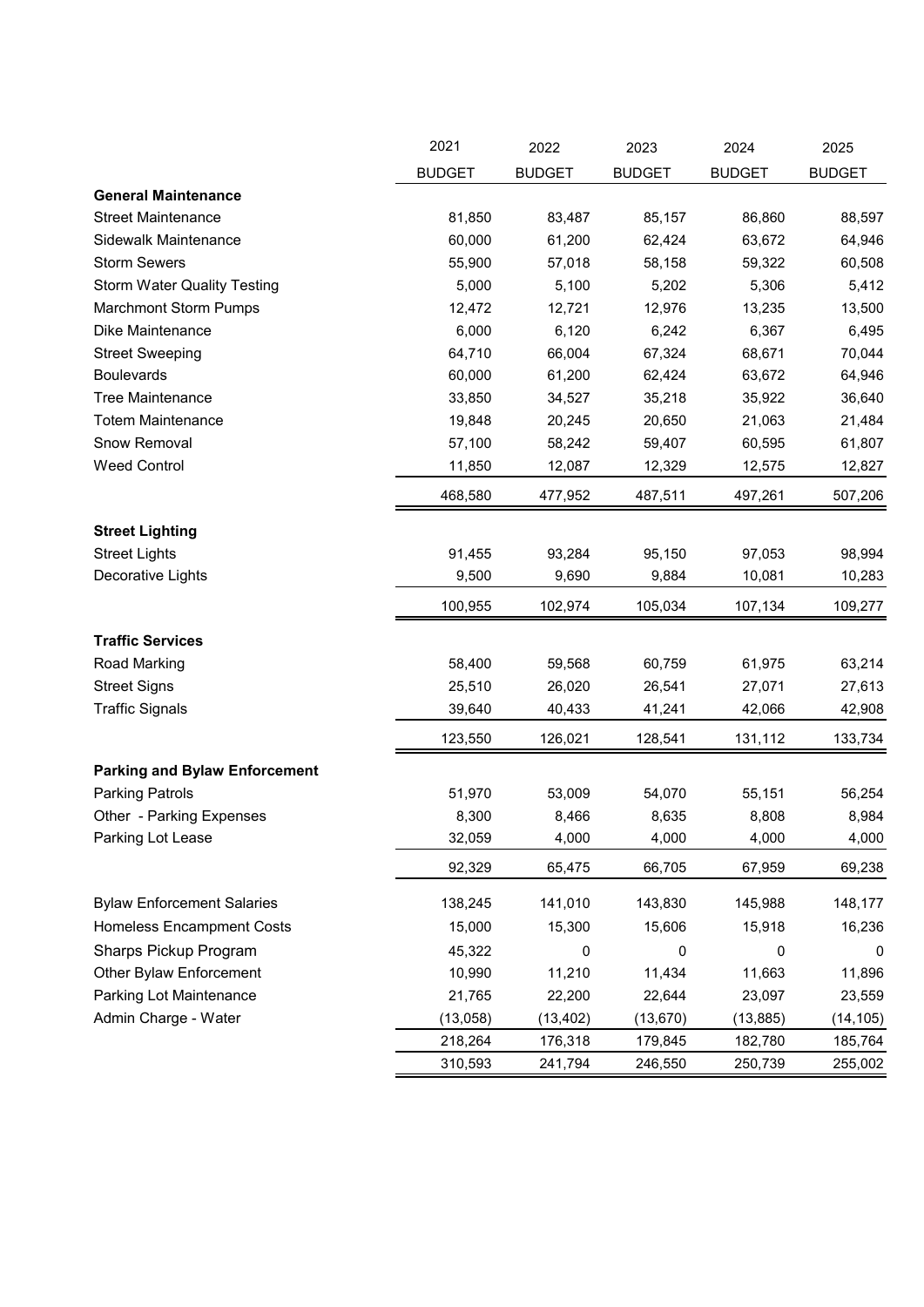| | 2021 BUDGET | 2022 BUDGET | 2023 BUDGET | 2024 BUDGET | 2025 BUDGET |
|---|---|---|---|---|---|
| **General Maintenance** | | | | | |
| Street Maintenance | 81,850 | 83,487 | 85,157 | 86,860 | 88,597 |
| Sidewalk Maintenance | 60,000 | 61,200 | 62,424 | 63,672 | 64,946 |
| Storm Sewers | 55,900 | 57,018 | 58,158 | 59,322 | 60,508 |
| Storm Water Quality Testing | 5,000 | 5,100 | 5,202 | 5,306 | 5,412 |
| Marchmont Storm Pumps | 12,472 | 12,721 | 12,976 | 13,235 | 13,500 |
| Dike Maintenance | 6,000 | 6,120 | 6,242 | 6,367 | 6,495 |
| Street Sweeping | 64,710 | 66,004 | 67,324 | 68,671 | 70,044 |
| Boulevards | 60,000 | 61,200 | 62,424 | 63,672 | 64,946 |
| Tree Maintenance | 33,850 | 34,527 | 35,218 | 35,922 | 36,640 |
| Totem Maintenance | 19,848 | 20,245 | 20,650 | 21,063 | 21,484 |
| Snow Removal | 57,100 | 58,242 | 59,407 | 60,595 | 61,807 |
| Weed Control | 11,850 | 12,087 | 12,329 | 12,575 | 12,827 |
| | 468,580 | 477,952 | 487,511 | 497,261 | 507,206 |
| **Street Lighting** | | | | | |
| Street Lights | 91,455 | 93,284 | 95,150 | 97,053 | 98,994 |
| Decorative Lights | 9,500 | 9,690 | 9,884 | 10,081 | 10,283 |
| | 100,955 | 102,974 | 105,034 | 107,134 | 109,277 |
| **Traffic Services** | | | | | |
| Road Marking | 58,400 | 59,568 | 60,759 | 61,975 | 63,214 |
| Street Signs | 25,510 | 26,020 | 26,541 | 27,071 | 27,613 |
| Traffic Signals | 39,640 | 40,433 | 41,241 | 42,066 | 42,908 |
| | 123,550 | 126,021 | 128,541 | 131,112 | 133,734 |
| **Parking and Bylaw Enforcement** | | | | | |
| Parking Patrols | 51,970 | 53,009 | 54,070 | 55,151 | 56,254 |
| Other - Parking Expenses | 8,300 | 8,466 | 8,635 | 8,808 | 8,984 |
| Parking Lot Lease | 32,059 | 4,000 | 4,000 | 4,000 | 4,000 |
| | 92,329 | 65,475 | 66,705 | 67,959 | 69,238 |
| Bylaw Enforcement Salaries | 138,245 | 141,010 | 143,830 | 145,988 | 148,177 |
| Homeless Encampment Costs | 15,000 | 15,300 | 15,606 | 15,918 | 16,236 |
| Sharps Pickup Program | 45,322 | 0 | 0 | 0 | 0 |
| Other Bylaw Enforcement | 10,990 | 11,210 | 11,434 | 11,663 | 11,896 |
| Parking Lot Maintenance | 21,765 | 22,200 | 22,644 | 23,097 | 23,559 |
| Admin Charge - Water | (13,058) | (13,402) | (13,670) | (13,885) | (14,105) |
| | 218,264 | 176,318 | 179,845 | 182,780 | 185,764 |
| | 310,593 | 241,794 | 246,550 | 250,739 | 255,002 |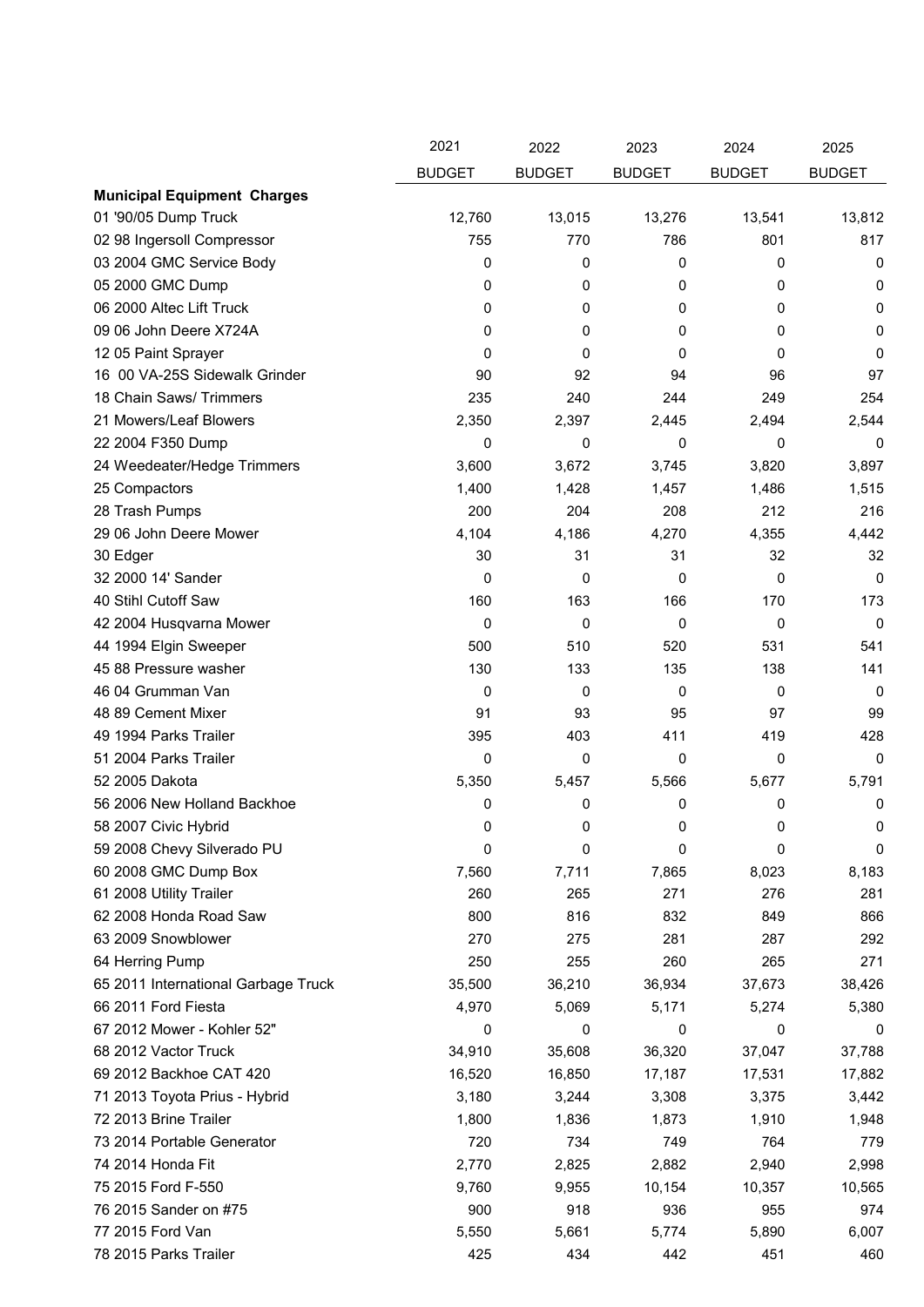| | 2021 BUDGET | 2022 BUDGET | 2023 BUDGET | 2024 BUDGET | 2025 BUDGET |
|---|---|---|---|---|---|
| **Municipal Equipment Charges** | | | | | |
| 01 '90/05 Dump Truck | 12,760 | 13,015 | 13,276 | 13,541 | 13,812 |
| 02 98 Ingersoll Compressor | 755 | 770 | 786 | 801 | 817 |
| 03 2004 GMC Service Body | 0 | 0 | 0 | 0 | 0 |
| 05 2000 GMC Dump | 0 | 0 | 0 | 0 | 0 |
| 06 2000 Altec Lift Truck | 0 | 0 | 0 | 0 | 0 |
| 09 06 John Deere X724A | 0 | 0 | 0 | 0 | 0 |
| 12 05 Paint Sprayer | 0 | 0 | 0 | 0 | 0 |
| 16 00 VA-25S Sidewalk Grinder | 90 | 92 | 94 | 96 | 97 |
| 18 Chain Saws/ Trimmers | 235 | 240 | 244 | 249 | 254 |
| 21 Mowers/Leaf Blowers | 2,350 | 2,397 | 2,445 | 2,494 | 2,544 |
| 22 2004 F350 Dump | 0 | 0 | 0 | 0 | 0 |
| 24 Weedeater/Hedge Trimmers | 3,600 | 3,672 | 3,745 | 3,820 | 3,897 |
| 25 Compactors | 1,400 | 1,428 | 1,457 | 1,486 | 1,515 |
| 28 Trash Pumps | 200 | 204 | 208 | 212 | 216 |
| 29 06 John Deere Mower | 4,104 | 4,186 | 4,270 | 4,355 | 4,442 |
| 30 Edger | 30 | 31 | 31 | 32 | 32 |
| 32 2000 14' Sander | 0 | 0 | 0 | 0 | 0 |
| 40 Stihl Cutoff Saw | 160 | 163 | 166 | 170 | 173 |
| 42 2004 Husqvarna Mower | 0 | 0 | 0 | 0 | 0 |
| 44 1994 Elgin Sweeper | 500 | 510 | 520 | 531 | 541 |
| 45 88 Pressure washer | 130 | 133 | 135 | 138 | 141 |
| 46 04 Grumman Van | 0 | 0 | 0 | 0 | 0 |
| 48 89 Cement Mixer | 91 | 93 | 95 | 97 | 99 |
| 49 1994 Parks Trailer | 395 | 403 | 411 | 419 | 428 |
| 51 2004 Parks Trailer | 0 | 0 | 0 | 0 | 0 |
| 52 2005 Dakota | 5,350 | 5,457 | 5,566 | 5,677 | 5,791 |
| 56 2006 New Holland Backhoe | 0 | 0 | 0 | 0 | 0 |
| 58 2007 Civic Hybrid | 0 | 0 | 0 | 0 | 0 |
| 59 2008 Chevy Silverado PU | 0 | 0 | 0 | 0 | 0 |
| 60 2008 GMC Dump Box | 7,560 | 7,711 | 7,865 | 8,023 | 8,183 |
| 61 2008 Utility Trailer | 260 | 265 | 271 | 276 | 281 |
| 62 2008 Honda Road Saw | 800 | 816 | 832 | 849 | 866 |
| 63 2009 Snowblower | 270 | 275 | 281 | 287 | 292 |
| 64 Herring Pump | 250 | 255 | 260 | 265 | 271 |
| 65 2011 International Garbage Truck | 35,500 | 36,210 | 36,934 | 37,673 | 38,426 |
| 66 2011 Ford Fiesta | 4,970 | 5,069 | 5,171 | 5,274 | 5,380 |
| 67 2012 Mower - Kohler 52" | 0 | 0 | 0 | 0 | 0 |
| 68 2012 Vactor Truck | 34,910 | 35,608 | 36,320 | 37,047 | 37,788 |
| 69 2012 Backhoe CAT 420 | 16,520 | 16,850 | 17,187 | 17,531 | 17,882 |
| 71 2013 Toyota Prius - Hybrid | 3,180 | 3,244 | 3,308 | 3,375 | 3,442 |
| 72 2013 Brine Trailer | 1,800 | 1,836 | 1,873 | 1,910 | 1,948 |
| 73 2014 Portable Generator | 720 | 734 | 749 | 764 | 779 |
| 74 2014 Honda Fit | 2,770 | 2,825 | 2,882 | 2,940 | 2,998 |
| 75 2015 Ford F-550 | 9,760 | 9,955 | 10,154 | 10,357 | 10,565 |
| 76 2015 Sander on #75 | 900 | 918 | 936 | 955 | 974 |
| 77 2015 Ford Van | 5,550 | 5,661 | 5,774 | 5,890 | 6,007 |
| 78 2015 Parks Trailer | 425 | 434 | 442 | 451 | 460 |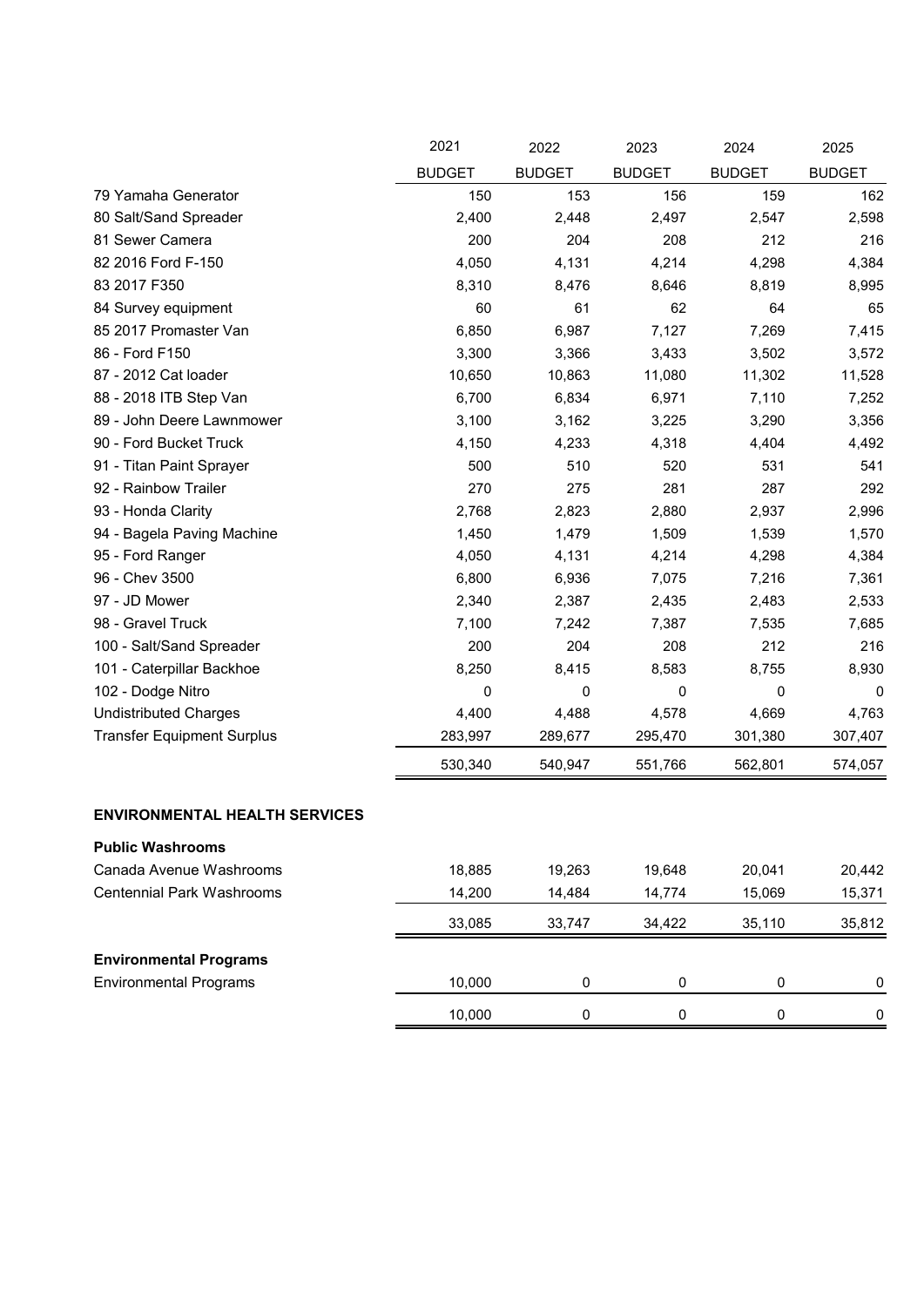| | 2021 BUDGET | 2022 BUDGET | 2023 BUDGET | 2024 BUDGET | 2025 BUDGET |
|---|---|---|---|---|---|
| 79 Yamaha Generator | 150 | 153 | 156 | 159 | 162 |
| 80 Salt/Sand Spreader | 2,400 | 2,448 | 2,497 | 2,547 | 2,598 |
| 81 Sewer Camera | 200 | 204 | 208 | 212 | 216 |
| 82 2016 Ford F-150 | 4,050 | 4,131 | 4,214 | 4,298 | 4,384 |
| 83 2017 F350 | 8,310 | 8,476 | 8,646 | 8,819 | 8,995 |
| 84 Survey equipment | 60 | 61 | 62 | 64 | 65 |
| 85 2017 Promaster Van | 6,850 | 6,987 | 7,127 | 7,269 | 7,415 |
| 86 - Ford F150 | 3,300 | 3,366 | 3,433 | 3,502 | 3,572 |
| 87 - 2012 Cat loader | 10,650 | 10,863 | 11,080 | 11,302 | 11,528 |
| 88 - 2018 ITB Step Van | 6,700 | 6,834 | 6,971 | 7,110 | 7,252 |
| 89 - John Deere Lawnmower | 3,100 | 3,162 | 3,225 | 3,290 | 3,356 |
| 90 - Ford Bucket Truck | 4,150 | 4,233 | 4,318 | 4,404 | 4,492 |
| 91 - Titan Paint Sprayer | 500 | 510 | 520 | 531 | 541 |
| 92 - Rainbow Trailer | 270 | 275 | 281 | 287 | 292 |
| 93 - Honda Clarity | 2,768 | 2,823 | 2,880 | 2,937 | 2,996 |
| 94 - Bagela Paving Machine | 1,450 | 1,479 | 1,509 | 1,539 | 1,570 |
| 95 - Ford Ranger | 4,050 | 4,131 | 4,214 | 4,298 | 4,384 |
| 96 - Chev 3500 | 6,800 | 6,936 | 7,075 | 7,216 | 7,361 |
| 97 - JD Mower | 2,340 | 2,387 | 2,435 | 2,483 | 2,533 |
| 98 - Gravel Truck | 7,100 | 7,242 | 7,387 | 7,535 | 7,685 |
| 100 - Salt/Sand Spreader | 200 | 204 | 208 | 212 | 216 |
| 101 - Caterpillar Backhoe | 8,250 | 8,415 | 8,583 | 8,755 | 8,930 |
| 102 - Dodge Nitro | 0 | 0 | 0 | 0 | 0 |
| Undistributed Charges | 4,400 | 4,488 | 4,578 | 4,669 | 4,763 |
| Transfer Equipment Surplus | 283,997 | 289,677 | 295,470 | 301,380 | 307,407 |
| | 530,340 | 540,947 | 551,766 | 562,801 | 574,057 |

**ENVIRONMENTAL HEALTH SERVICES**

**Public Washrooms**

| | 2021 BUDGET | 2022 BUDGET | 2023 BUDGET | 2024 BUDGET | 2025 BUDGET |
|---|---|---|---|---|---|
| Canada Avenue Washrooms | 18,885 | 19,263 | 19,648 | 20,041 | 20,442 |
| Centennial Park Washrooms | 14,200 | 14,484 | 14,774 | 15,069 | 15,371 |
| | 33,085 | 33,747 | 34,422 | 35,110 | 35,812 |

**Environmental Programs**

| | 2021 BUDGET | 2022 BUDGET | 2023 BUDGET | 2024 BUDGET | 2025 BUDGET |
|---|---|---|---|---|---|
| Environmental Programs | 10,000 | 0 | 0 | 0 | 0 |
| | 10,000 | 0 | 0 | 0 | 0 |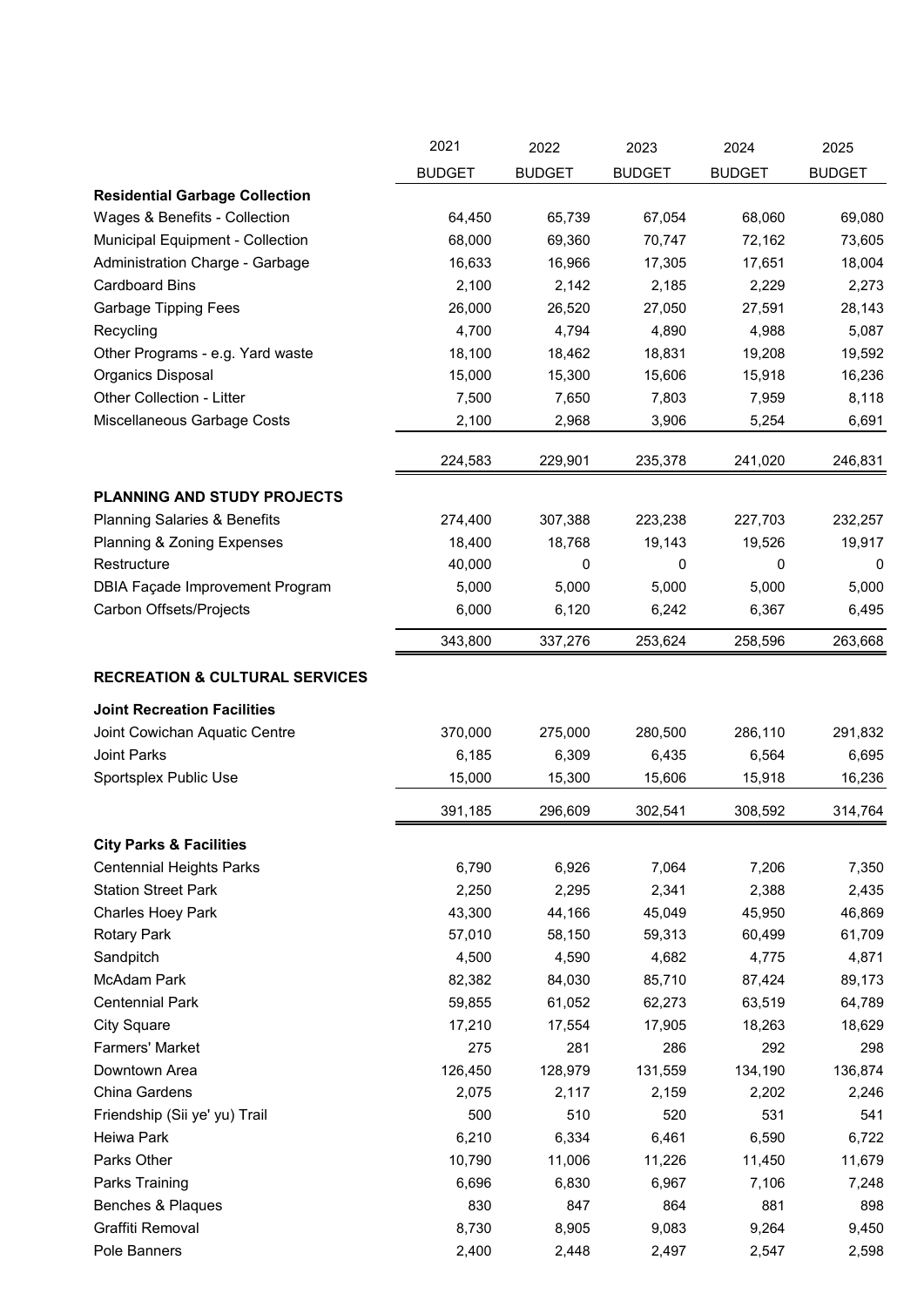| | 2021 BUDGET | 2022 BUDGET | 2023 BUDGET | 2024 BUDGET | 2025 BUDGET |
|---|---|---|---|---|---|
| **Residential Garbage Collection** | | | | | |
| Wages & Benefits - Collection | 64,450 | 65,739 | 67,054 | 68,060 | 69,080 |
| Municipal Equipment - Collection | 68,000 | 69,360 | 70,747 | 72,162 | 73,605 |
| Administration Charge - Garbage | 16,633 | 16,966 | 17,305 | 17,651 | 18,004 |
| Cardboard Bins | 2,100 | 2,142 | 2,185 | 2,229 | 2,273 |
| Garbage Tipping Fees | 26,000 | 26,520 | 27,050 | 27,591 | 28,143 |
| Recycling | 4,700 | 4,794 | 4,890 | 4,988 | 5,087 |
| Other Programs - e.g. Yard waste | 18,100 | 18,462 | 18,831 | 19,208 | 19,592 |
| Organics Disposal | 15,000 | 15,300 | 15,606 | 15,918 | 16,236 |
| Other Collection - Litter | 7,500 | 7,650 | 7,803 | 7,959 | 8,118 |
| Miscellaneous Garbage Costs | 2,100 | 2,968 | 3,906 | 5,254 | 6,691 |
| | 224,583 | 229,901 | 235,378 | 241,020 | 246,831 |
| **PLANNING AND STUDY PROJECTS** | | | | | |
| Planning Salaries & Benefits | 274,400 | 307,388 | 223,238 | 227,703 | 232,257 |
| Planning & Zoning Expenses | 18,400 | 18,768 | 19,143 | 19,526 | 19,917 |
| Restructure | 40,000 | 0 | 0 | 0 | 0 |
| DBIA Façade Improvement Program | 5,000 | 5,000 | 5,000 | 5,000 | 5,000 |
| Carbon Offsets/Projects | 6,000 | 6,120 | 6,242 | 6,367 | 6,495 |
| | 343,800 | 337,276 | 253,624 | 258,596 | 263,668 |
| **RECREATION & CULTURAL SERVICES** | | | | | |
| **Joint Recreation Facilities** | | | | | |
| Joint Cowichan Aquatic Centre | 370,000 | 275,000 | 280,500 | 286,110 | 291,832 |
| Joint Parks | 6,185 | 6,309 | 6,435 | 6,564 | 6,695 |
| Sportsplex Public Use | 15,000 | 15,300 | 15,606 | 15,918 | 16,236 |
| | 391,185 | 296,609 | 302,541 | 308,592 | 314,764 |
| **City Parks & Facilities** | | | | | |
| Centennial Heights Parks | 6,790 | 6,926 | 7,064 | 7,206 | 7,350 |
| Station Street Park | 2,250 | 2,295 | 2,341 | 2,388 | 2,435 |
| Charles Hoey Park | 43,300 | 44,166 | 45,049 | 45,950 | 46,869 |
| Rotary Park | 57,010 | 58,150 | 59,313 | 60,499 | 61,709 |
| Sandpitch | 4,500 | 4,590 | 4,682 | 4,775 | 4,871 |
| McAdam Park | 82,382 | 84,030 | 85,710 | 87,424 | 89,173 |
| Centennial Park | 59,855 | 61,052 | 62,273 | 63,519 | 64,789 |
| City Square | 17,210 | 17,554 | 17,905 | 18,263 | 18,629 |
| Farmers' Market | 275 | 281 | 286 | 292 | 298 |
| Downtown Area | 126,450 | 128,979 | 131,559 | 134,190 | 136,874 |
| China Gardens | 2,075 | 2,117 | 2,159 | 2,202 | 2,246 |
| Friendship (Sii ye' yu) Trail | 500 | 510 | 520 | 531 | 541 |
| Heiwa Park | 6,210 | 6,334 | 6,461 | 6,590 | 6,722 |
| Parks Other | 10,790 | 11,006 | 11,226 | 11,450 | 11,679 |
| Parks Training | 6,696 | 6,830 | 6,967 | 7,106 | 7,248 |
| Benches & Plaques | 830 | 847 | 864 | 881 | 898 |
| Graffiti Removal | 8,730 | 8,905 | 9,083 | 9,264 | 9,450 |
| Pole Banners | 2,400 | 2,448 | 2,497 | 2,547 | 2,598 |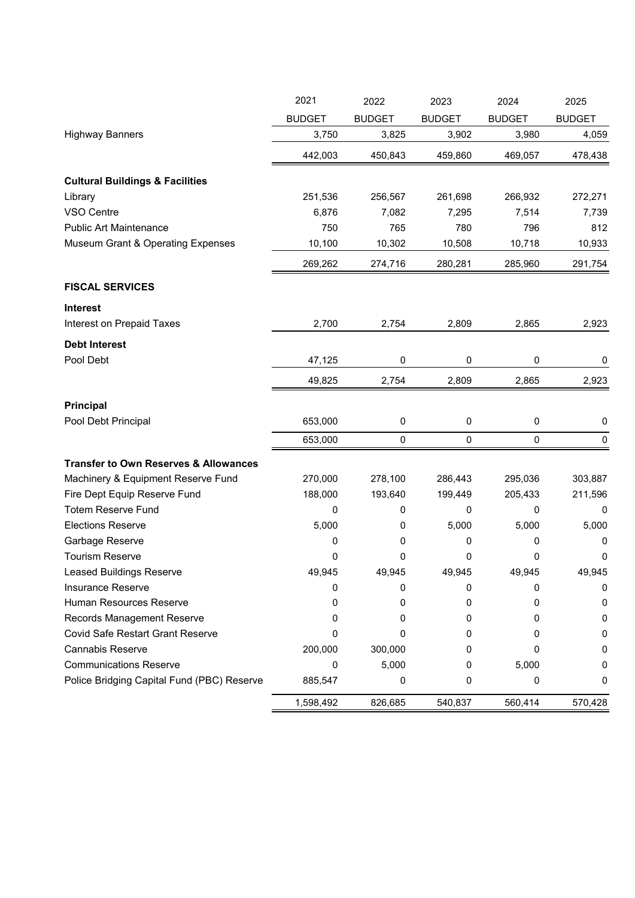| | 2021 BUDGET | 2022 BUDGET | 2023 BUDGET | 2024 BUDGET | 2025 BUDGET |
|---|---|---|---|---|---|
| Highway Banners | 3,750 | 3,825 | 3,902 | 3,980 | 4,059 |
| | 442,003 | 450,843 | 459,860 | 469,057 | 478,438 |
| **Cultural Buildings & Facilities** | | | | | |
| Library | 251,536 | 256,567 | 261,698 | 266,932 | 272,271 |
| VSO Centre | 6,876 | 7,082 | 7,295 | 7,514 | 7,739 |
| Public Art Maintenance | 750 | 765 | 780 | 796 | 812 |
| Museum Grant & Operating Expenses | 10,100 | 10,302 | 10,508 | 10,718 | 10,933 |
| | 269,262 | 274,716 | 280,281 | 285,960 | 291,754 |
| **FISCAL SERVICES** | | | | | |
| **Interest** | | | | | |
| Interest on Prepaid Taxes | 2,700 | 2,754 | 2,809 | 2,865 | 2,923 |
| **Debt Interest** | | | | | |
| Pool Debt | 47,125 | 0 | 0 | 0 | 0 |
| | 49,825 | 2,754 | 2,809 | 2,865 | 2,923 |
| **Principal** | | | | | |
| Pool Debt Principal | 653,000 | 0 | 0 | 0 | 0 |
| | 653,000 | 0 | 0 | 0 | 0 |
| **Transfer to Own Reserves & Allowances** | | | | | |
| Machinery & Equipment Reserve Fund | 270,000 | 278,100 | 286,443 | 295,036 | 303,887 |
| Fire Dept Equip Reserve Fund | 188,000 | 193,640 | 199,449 | 205,433 | 211,596 |
| Totem Reserve Fund | 0 | 0 | 0 | 0 | 0 |
| Elections Reserve | 5,000 | 0 | 5,000 | 5,000 | 5,000 |
| Garbage Reserve | 0 | 0 | 0 | 0 | 0 |
| Tourism Reserve | 0 | 0 | 0 | 0 | 0 |
| Leased Buildings Reserve | 49,945 | 49,945 | 49,945 | 49,945 | 49,945 |
| Insurance Reserve | 0 | 0 | 0 | 0 | 0 |
| Human Resources Reserve | 0 | 0 | 0 | 0 | 0 |
| Records Management Reserve | 0 | 0 | 0 | 0 | 0 |
| Covid Safe Restart Grant Reserve | 0 | 0 | 0 | 0 | 0 |
| Cannabis Reserve | 200,000 | 300,000 | 0 | 0 | 0 |
| Communications Reserve | 0 | 5,000 | 0 | 5,000 | 0 |
| Police Bridging Capital Fund (PBC) Reserve | 885,547 | 0 | 0 | 0 | 0 |
| | 1,598,492 | 826,685 | 540,837 | 560,414 | 570,428 |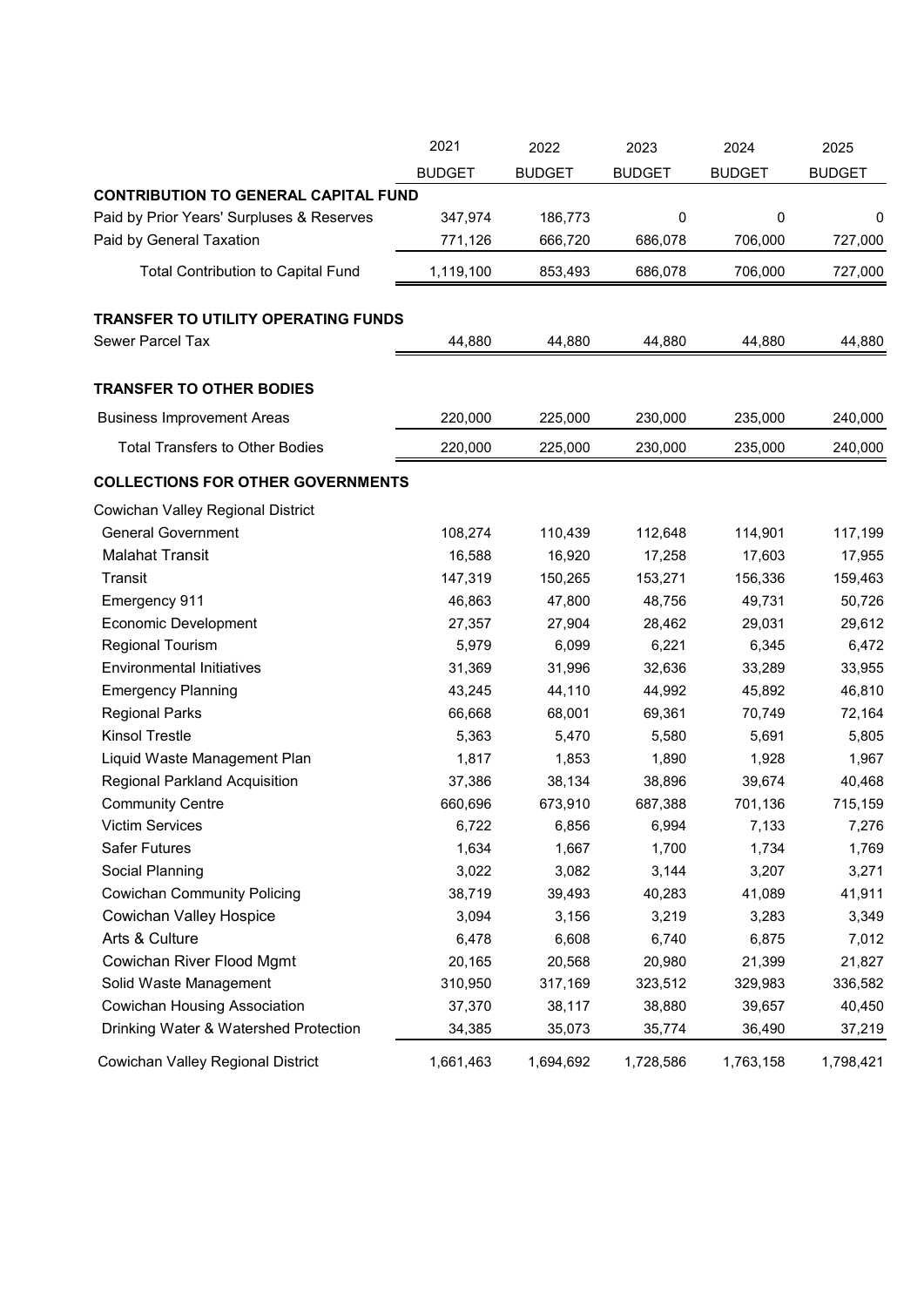| | 2021 BUDGET | 2022 BUDGET | 2023 BUDGET | 2024 BUDGET | 2025 BUDGET |
|---|---|---|---|---|---|
| **CONTRIBUTION TO GENERAL CAPITAL FUND** | | | | | |
| Paid by Prior Years' Surpluses & Reserves | 347,974 | 186,773 | 0 | 0 | 0 |
| Paid by General Taxation | 771,126 | 666,720 | 686,078 | 706,000 | 727,000 |
| Total Contribution to Capital Fund | 1,119,100 | 853,493 | 686,078 | 706,000 | 727,000 |
| | | | | | |
| **TRANSFER TO UTILITY OPERATING FUNDS** | | | | | |
| Sewer Parcel Tax | 44,880 | 44,880 | 44,880 | 44,880 | 44,880 |
| | | | | | |
| **TRANSFER TO OTHER BODIES** | | | | | |
| Business Improvement Areas | 220,000 | 225,000 | 230,000 | 235,000 | 240,000 |
| Total Transfers to Other Bodies | 220,000 | 225,000 | 230,000 | 235,000 | 240,000 |
| | | | | | |
| **COLLECTIONS FOR OTHER GOVERNMENTS** | | | | | |
| Cowichan Valley Regional District | | | | | |
| General Government | 108,274 | 110,439 | 112,648 | 114,901 | 117,199 |
| Malahat Transit | 16,588 | 16,920 | 17,258 | 17,603 | 17,955 |
| Transit | 147,319 | 150,265 | 153,271 | 156,336 | 159,463 |
| Emergency 911 | 46,863 | 47,800 | 48,756 | 49,731 | 50,726 |
| Economic Development | 27,357 | 27,904 | 28,462 | 29,031 | 29,612 |
| Regional Tourism | 5,979 | 6,099 | 6,221 | 6,345 | 6,472 |
| Environmental Initiatives | 31,369 | 31,996 | 32,636 | 33,289 | 33,955 |
| Emergency Planning | 43,245 | 44,110 | 44,992 | 45,892 | 46,810 |
| Regional Parks | 66,668 | 68,001 | 69,361 | 70,749 | 72,164 |
| Kinsol Trestle | 5,363 | 5,470 | 5,580 | 5,691 | 5,805 |
| Liquid Waste Management Plan | 1,817 | 1,853 | 1,890 | 1,928 | 1,967 |
| Regional Parkland Acquisition | 37,386 | 38,134 | 38,896 | 39,674 | 40,468 |
| Community Centre | 660,696 | 673,910 | 687,388 | 701,136 | 715,159 |
| Victim Services | 6,722 | 6,856 | 6,994 | 7,133 | 7,276 |
| Safer Futures | 1,634 | 1,667 | 1,700 | 1,734 | 1,769 |
| Social Planning | 3,022 | 3,082 | 3,144 | 3,207 | 3,271 |
| Cowichan Community Policing | 38,719 | 39,493 | 40,283 | 41,089 | 41,911 |
| Cowichan Valley Hospice | 3,094 | 3,156 | 3,219 | 3,283 | 3,349 |
| Arts & Culture | 6,478 | 6,608 | 6,740 | 6,875 | 7,012 |
| Cowichan River Flood Mgmt | 20,165 | 20,568 | 20,980 | 21,399 | 21,827 |
| Solid Waste Management | 310,950 | 317,169 | 323,512 | 329,983 | 336,582 |
| Cowichan Housing Association | 37,370 | 38,117 | 38,880 | 39,657 | 40,450 |
| Drinking Water & Watershed Protection | 34,385 | 35,073 | 35,774 | 36,490 | 37,219 |
| Cowichan Valley Regional District | 1,661,463 | 1,694,692 | 1,728,586 | 1,763,158 | 1,798,421 |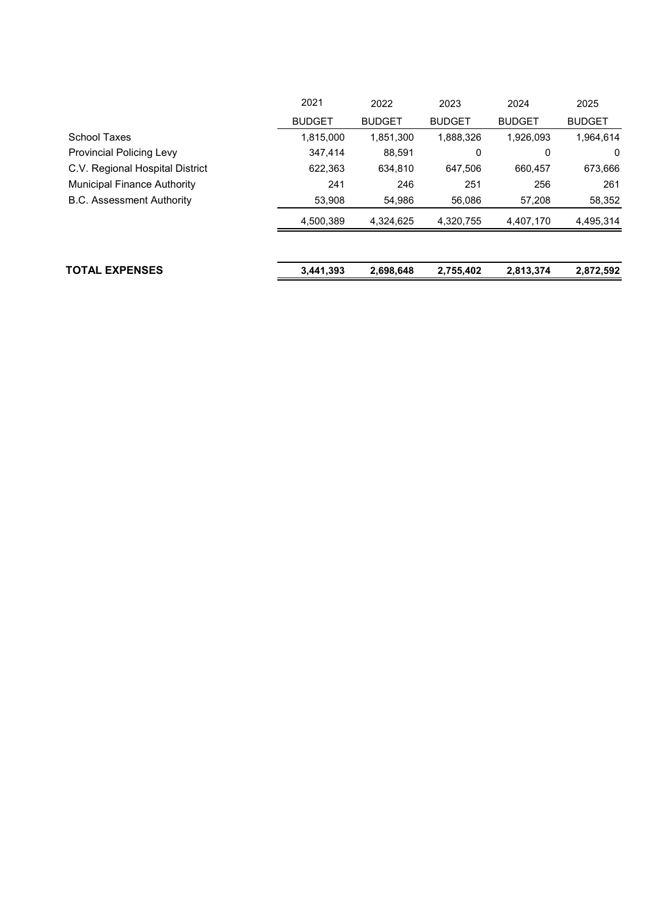| | 2021 BUDGET | 2022 BUDGET | 2023 BUDGET | 2024 BUDGET | 2025 BUDGET |
|---|---|---|---|---|---|
| School Taxes | 1,815,000 | 1,851,300 | 1,888,326 | 1,926,093 | 1,964,614 |
| Provincial Policing Levy | 347,414 | 88,591 | 0 | 0 | 0 |
| C.V. Regional Hospital District | 622,363 | 634,810 | 647,506 | 660,457 | 673,666 |
| Municipal Finance Authority | 241 | 246 | 251 | 256 | 261 |
| B.C. Assessment Authority | 53,908 | 54,986 | 56,086 | 57,208 | 58,352 |
| | 4,500,389 | 4,324,625 | 4,320,755 | 4,407,170 | 4,495,314 |
| **TOTAL EXPENSES** | **3,441,393** | **2,698,648** | **2,755,402** | **2,813,374** | **2,872,592** |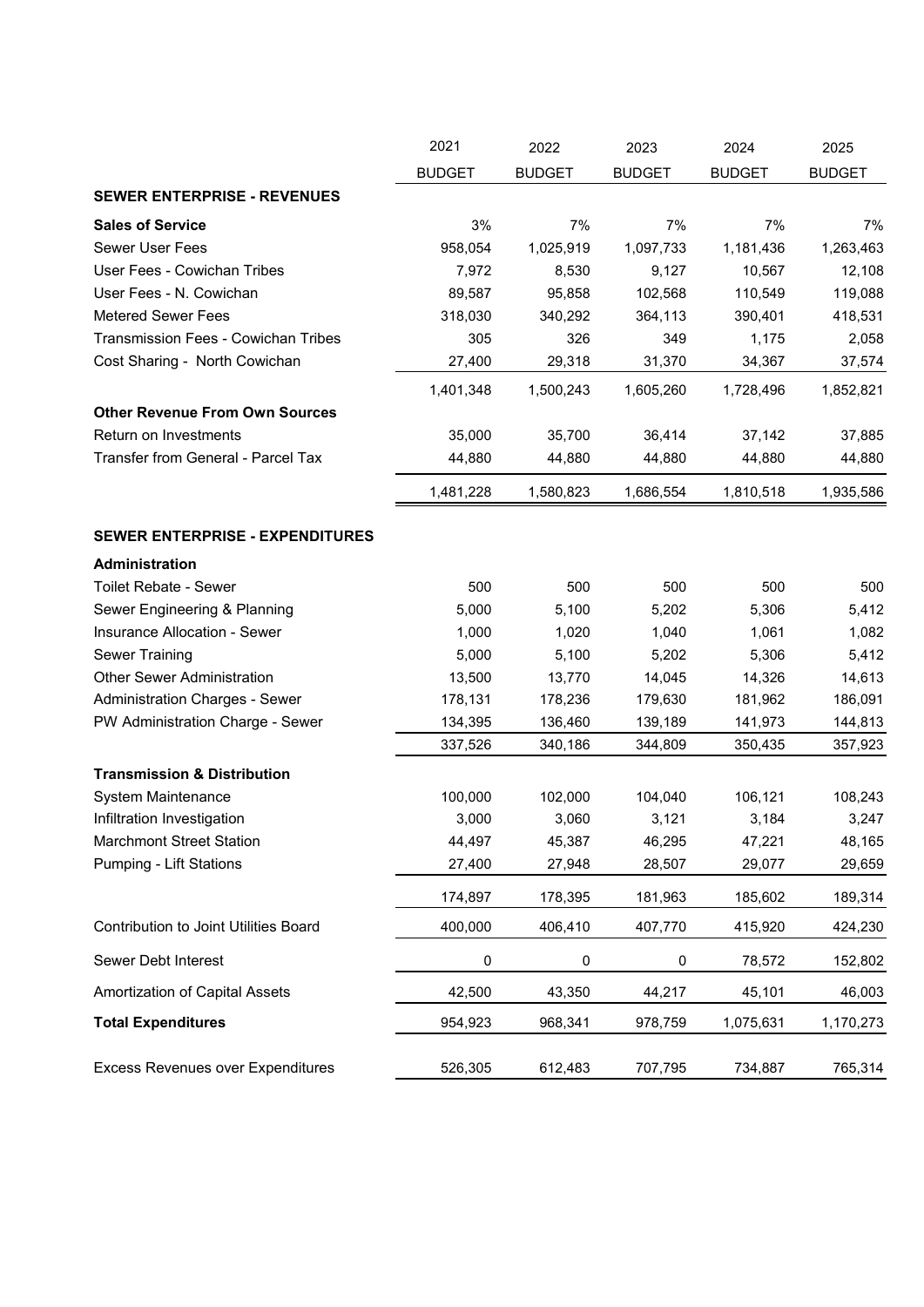| | 2021 BUDGET | 2022 BUDGET | 2023 BUDGET | 2024 BUDGET | 2025 BUDGET |
|---|---|---|---|---|---|
| **SEWER ENTERPRISE - REVENUES** | | | | | |
| **Sales of Service** | 3% | 7% | 7% | 7% | 7% |
| Sewer User Fees | 958,054 | 1,025,919 | 1,097,733 | 1,181,436 | 1,263,463 |
| User Fees - Cowichan Tribes | 7,972 | 8,530 | 9,127 | 10,567 | 12,108 |
| User Fees - N. Cowichan | 89,587 | 95,858 | 102,568 | 110,549 | 119,088 |
| Metered Sewer Fees | 318,030 | 340,292 | 364,113 | 390,401 | 418,531 |
| Transmission Fees - Cowichan Tribes | 305 | 326 | 349 | 1,175 | 2,058 |
| Cost Sharing - North Cowichan | 27,400 | 29,318 | 31,370 | 34,367 | 37,574 |
| | 1,401,348 | 1,500,243 | 1,605,260 | 1,728,496 | 1,852,821 |
| **Other Revenue From Own Sources** | | | | | |
| Return on Investments | 35,000 | 35,700 | 36,414 | 37,142 | 37,885 |
| Transfer from General - Parcel Tax | 44,880 | 44,880 | 44,880 | 44,880 | 44,880 |
| | 1,481,228 | 1,580,823 | 1,686,554 | 1,810,518 | 1,935,586 |
| **SEWER ENTERPRISE - EXPENDITURES** | | | | | |
| **Administration** | | | | | |
| Toilet Rebate - Sewer | 500 | 500 | 500 | 500 | 500 |
| Sewer Engineering & Planning | 5,000 | 5,100 | 5,202 | 5,306 | 5,412 |
| Insurance Allocation - Sewer | 1,000 | 1,020 | 1,040 | 1,061 | 1,082 |
| Sewer Training | 5,000 | 5,100 | 5,202 | 5,306 | 5,412 |
| Other Sewer Administration | 13,500 | 13,770 | 14,045 | 14,326 | 14,613 |
| Administration Charges - Sewer | 178,131 | 178,236 | 179,630 | 181,962 | 186,091 |
| PW Administration Charge - Sewer | 134,395 | 136,460 | 139,189 | 141,973 | 144,813 |
| | 337,526 | 340,186 | 344,809 | 350,435 | 357,923 |
| **Transmission & Distribution** | | | | | |
| System Maintenance | 100,000 | 102,000 | 104,040 | 106,121 | 108,243 |
| Infiltration Investigation | 3,000 | 3,060 | 3,121 | 3,184 | 3,247 |
| Marchmont Street Station | 44,497 | 45,387 | 46,295 | 47,221 | 48,165 |
| Pumping - Lift Stations | 27,400 | 27,948 | 28,507 | 29,077 | 29,659 |
| | 174,897 | 178,395 | 181,963 | 185,602 | 189,314 |
| Contribution to Joint Utilities Board | 400,000 | 406,410 | 407,770 | 415,920 | 424,230 |
| Sewer Debt Interest | 0 | 0 | 0 | 78,572 | 152,802 |
| Amortization of Capital Assets | 42,500 | 43,350 | 44,217 | 45,101 | 46,003 |
| **Total Expenditures** | 954,923 | 968,341 | 978,759 | 1,075,631 | 1,170,273 |
| Excess Revenues over Expenditures | 526,305 | 612,483 | 707,795 | 734,887 | 765,314 |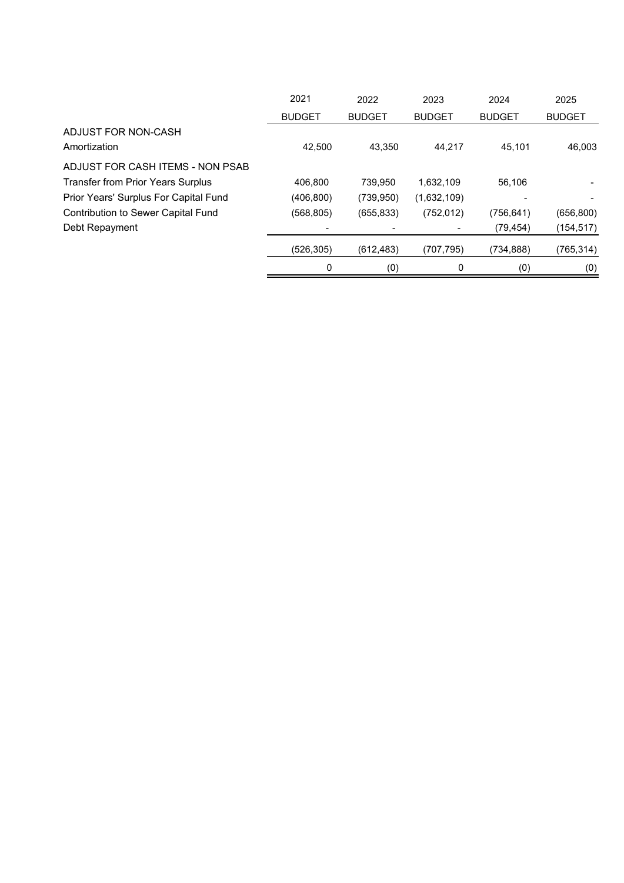| | 2021 BUDGET | 2022 BUDGET | 2023 BUDGET | 2024 BUDGET | 2025 BUDGET |
|---|---|---|---|---|---|
| ADJUST FOR NON-CASH | | | | | |
| Amortization | 42,500 | 43,350 | 44,217 | 45,101 | 46,003 |
| ADJUST FOR CASH ITEMS - NON PSAB | | | | | |
| Transfer from Prior Years Surplus | 406,800 | 739,950 | 1,632,109 | 56,106 | - |
| Prior Years' Surplus For Capital Fund | (406,800) | (739,950) | (1,632,109) | - | - |
| Contribution to Sewer Capital Fund | (568,805) | (655,833) | (752,012) | (756,641) | (656,800) |
| Debt Repayment | - | - | - | (79,454) | (154,517) |
| | (526,305) | (612,483) | (707,795) | (734,888) | (765,314) |
| | 0 | (0) | 0 | (0) | (0) |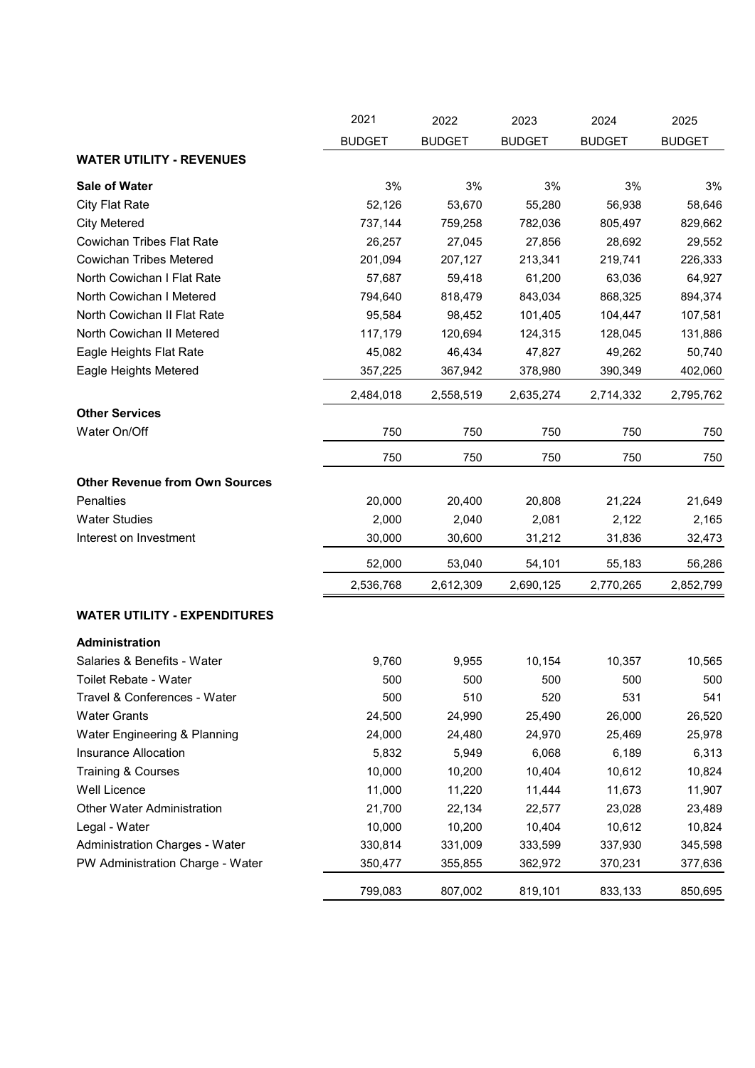| | 2021 | 2022 | 2023 | 2024 | 2025 |
|---|---|---|---|---|---|
| | BUDGET | BUDGET | BUDGET | BUDGET | BUDGET |
| **WATER UTILITY - REVENUES** | | | | | |
| **Sale of Water** | 3% | 3% | 3% | 3% | 3% |
| City Flat Rate | 52,126 | 53,670 | 55,280 | 56,938 | 58,646 |
| City Metered | 737,144 | 759,258 | 782,036 | 805,497 | 829,662 |
| Cowichan Tribes Flat Rate | 26,257 | 27,045 | 27,856 | 28,692 | 29,552 |
| Cowichan Tribes Metered | 201,094 | 207,127 | 213,341 | 219,741 | 226,333 |
| North Cowichan I Flat Rate | 57,687 | 59,418 | 61,200 | 63,036 | 64,927 |
| North Cowichan I Metered | 794,640 | 818,479 | 843,034 | 868,325 | 894,374 |
| North Cowichan II Flat Rate | 95,584 | 98,452 | 101,405 | 104,447 | 107,581 |
| North Cowichan II Metered | 117,179 | 120,694 | 124,315 | 128,045 | 131,886 |
| Eagle Heights Flat Rate | 45,082 | 46,434 | 47,827 | 49,262 | 50,740 |
| Eagle Heights Metered | 357,225 | 367,942 | 378,980 | 390,349 | 402,060 |
| | 2,484,018 | 2,558,519 | 2,635,274 | 2,714,332 | 2,795,762 |
| **Other Services** | | | | | |
| Water On/Off | 750 | 750 | 750 | 750 | 750 |
| | 750 | 750 | 750 | 750 | 750 |
| **Other Revenue from Own Sources** | | | | | |
| Penalties | 20,000 | 20,400 | 20,808 | 21,224 | 21,649 |
| Water Studies | 2,000 | 2,040 | 2,081 | 2,122 | 2,165 |
| Interest on Investment | 30,000 | 30,600 | 31,212 | 31,836 | 32,473 |
| | 52,000 | 53,040 | 54,101 | 55,183 | 56,286 |
| | 2,536,768 | 2,612,309 | 2,690,125 | 2,770,265 | 2,852,799 |
| **WATER UTILITY - EXPENDITURES** | | | | | |
| **Administration** | | | | | |
| Salaries & Benefits - Water | 9,760 | 9,955 | 10,154 | 10,357 | 10,565 |
| Toilet Rebate - Water | 500 | 500 | 500 | 500 | 500 |
| Travel & Conferences - Water | 500 | 510 | 520 | 531 | 541 |
| Water Grants | 24,500 | 24,990 | 25,490 | 26,000 | 26,520 |
| Water Engineering & Planning | 24,000 | 24,480 | 24,970 | 25,469 | 25,978 |
| Insurance Allocation | 5,832 | 5,949 | 6,068 | 6,189 | 6,313 |
| Training & Courses | 10,000 | 10,200 | 10,404 | 10,612 | 10,824 |
| Well Licence | 11,000 | 11,220 | 11,444 | 11,673 | 11,907 |
| Other Water Administration | 21,700 | 22,134 | 22,577 | 23,028 | 23,489 |
| Legal - Water | 10,000 | 10,200 | 10,404 | 10,612 | 10,824 |
| Administration Charges - Water | 330,814 | 331,009 | 333,599 | 337,930 | 345,598 |
| PW Administration Charge - Water | 350,477 | 355,855 | 362,972 | 370,231 | 377,636 |
| | 799,083 | 807,002 | 819,101 | 833,133 | 850,695 |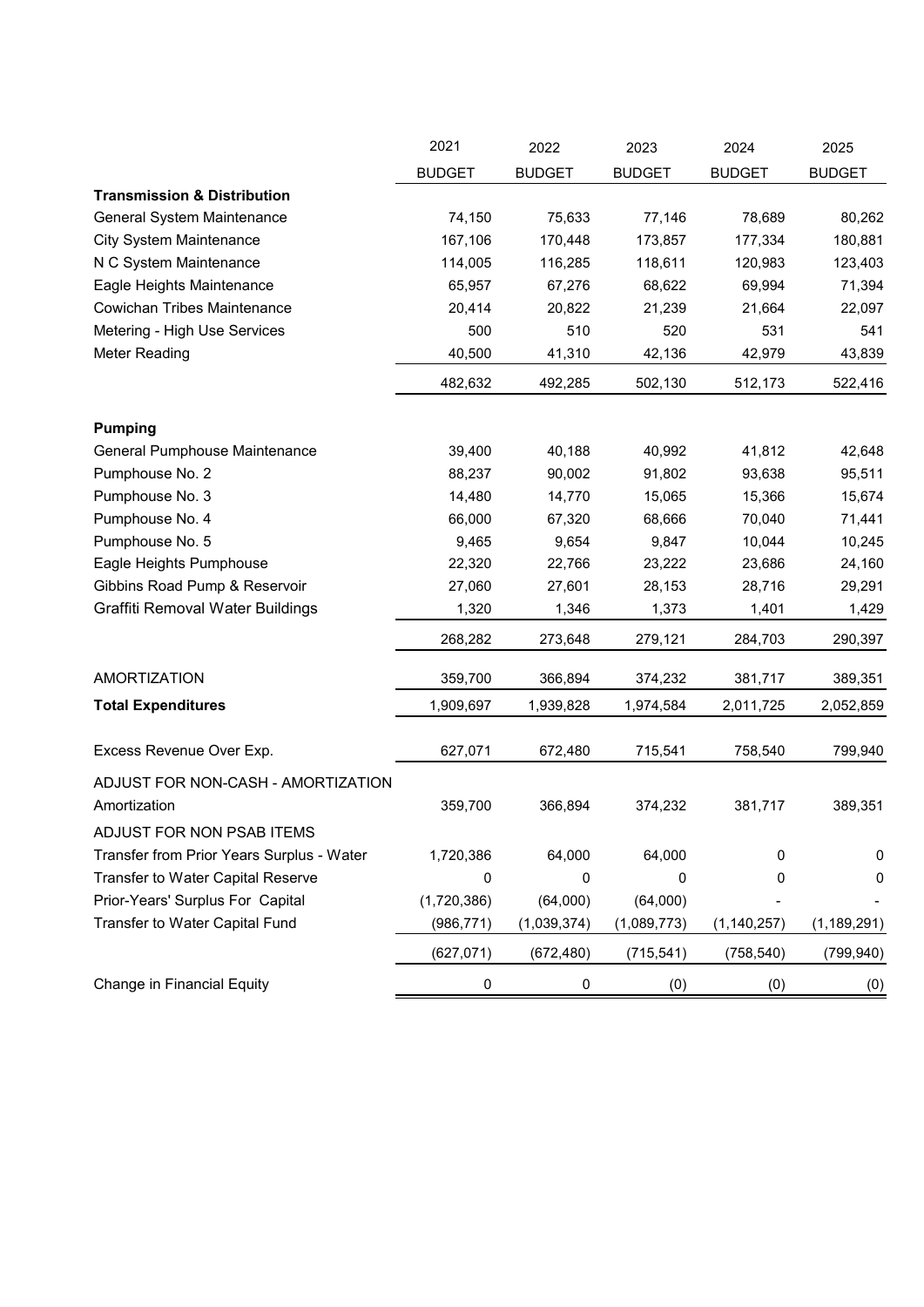| | 2021 BUDGET | 2022 BUDGET | 2023 BUDGET | 2024 BUDGET | 2025 BUDGET |
|---|---|---|---|---|---|
| **Transmission & Distribution** | | | | | |
| General System Maintenance | 74,150 | 75,633 | 77,146 | 78,689 | 80,262 |
| City System Maintenance | 167,106 | 170,448 | 173,857 | 177,334 | 180,881 |
| N C System Maintenance | 114,005 | 116,285 | 118,611 | 120,983 | 123,403 |
| Eagle Heights Maintenance | 65,957 | 67,276 | 68,622 | 69,994 | 71,394 |
| Cowichan Tribes Maintenance | 20,414 | 20,822 | 21,239 | 21,664 | 22,097 |
| Metering - High Use Services | 500 | 510 | 520 | 531 | 541 |
| Meter Reading | 40,500 | 41,310 | 42,136 | 42,979 | 43,839 |
| | 482,632 | 492,285 | 502,130 | 512,173 | 522,416 |
| **Pumping** | | | | | |
| General Pumphouse Maintenance | 39,400 | 40,188 | 40,992 | 41,812 | 42,648 |
| Pumphouse No. 2 | 88,237 | 90,002 | 91,802 | 93,638 | 95,511 |
| Pumphouse No. 3 | 14,480 | 14,770 | 15,065 | 15,366 | 15,674 |
| Pumphouse No. 4 | 66,000 | 67,320 | 68,666 | 70,040 | 71,441 |
| Pumphouse No. 5 | 9,465 | 9,654 | 9,847 | 10,044 | 10,245 |
| Eagle Heights Pumphouse | 22,320 | 22,766 | 23,222 | 23,686 | 24,160 |
| Gibbins Road Pump & Reservoir | 27,060 | 27,601 | 28,153 | 28,716 | 29,291 |
| Graffiti Removal Water Buildings | 1,320 | 1,346 | 1,373 | 1,401 | 1,429 |
| | 268,282 | 273,648 | 279,121 | 284,703 | 290,397 |
| AMORTIZATION | 359,700 | 366,894 | 374,232 | 381,717 | 389,351 |
| **Total Expenditures** | 1,909,697 | 1,939,828 | 1,974,584 | 2,011,725 | 2,052,859 |
| Excess Revenue Over Exp. | 627,071 | 672,480 | 715,541 | 758,540 | 799,940 |
| ADJUST FOR NON-CASH - AMORTIZATION | | | | | |
| Amortization | 359,700 | 366,894 | 374,232 | 381,717 | 389,351 |
| ADJUST FOR NON PSAB ITEMS | | | | | |
| Transfer from Prior Years Surplus - Water | 1,720,386 | 64,000 | 64,000 | 0 | 0 |
| Transfer to Water Capital Reserve | 0 | 0 | 0 | 0 | 0 |
| Prior-Years' Surplus For Capital | (1,720,386) | (64,000) | (64,000) | - | - |
| Transfer to Water Capital Fund | (986,771) | (1,039,374) | (1,089,773) | (1,140,257) | (1,189,291) |
| | (627,071) | (672,480) | (715,541) | (758,540) | (799,940) |
| Change in Financial Equity | 0 | 0 | (0) | (0) | (0) |